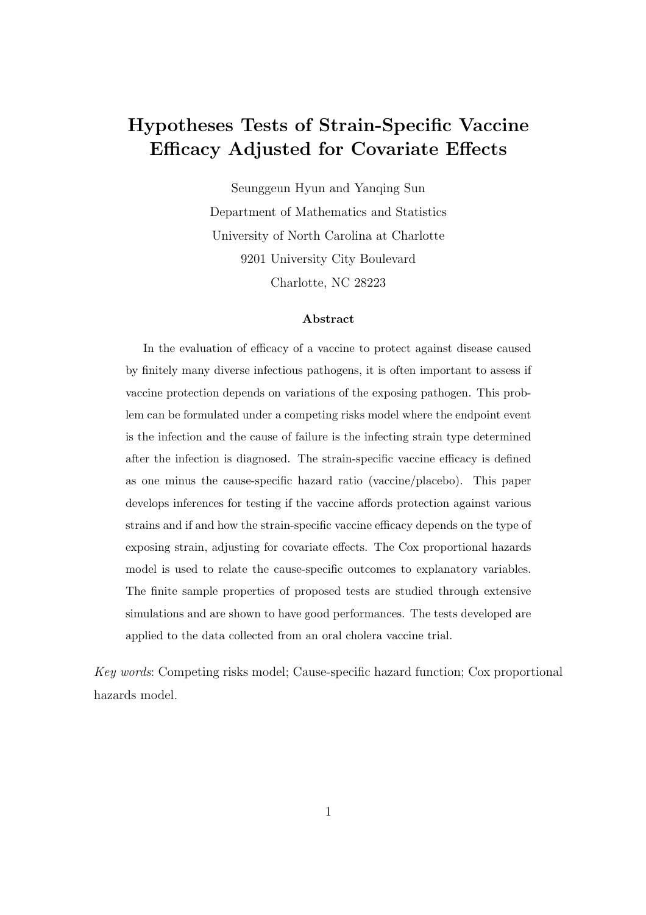# Hypotheses Tests of Strain-Specific Vaccine Efficacy Adjusted for Covariate Effects

Seunggeun Hyun and Yanqing Sun

Department of Mathematics and Statistics

University of North Carolina at Charlotte

9201 University City Boulevard

Charlotte, NC 28223

**Abstract**

In the evaluation of efficacy of a vaccine to protect against disease caused by finitely many diverse infectious pathogens, it is often important to assess if vaccine protection depends on variations of the exposing pathogen. This problem can be formulated under a competing risks model where the endpoint event is the infection and the cause of failure is the infecting strain type determined after the infection is diagnosed. The strain-specific vaccine efficacy is defined as one minus the cause-specific hazard ratio (vaccine/placebo). This paper develops inferences for testing if the vaccine affords protection against various strains and if and how the strain-specific vaccine efficacy depends on the type of exposing strain, adjusting for covariate effects. The Cox proportional hazards model is used to relate the cause-specific outcomes to explanatory variables. The finite sample properties of proposed tests are studied through extensive simulations and are shown to have good performances. The tests developed are applied to the data collected from an oral cholera vaccine trial.

*Key words*: Competing risks model; Cause-specific hazard function; Cox proportional hazards model.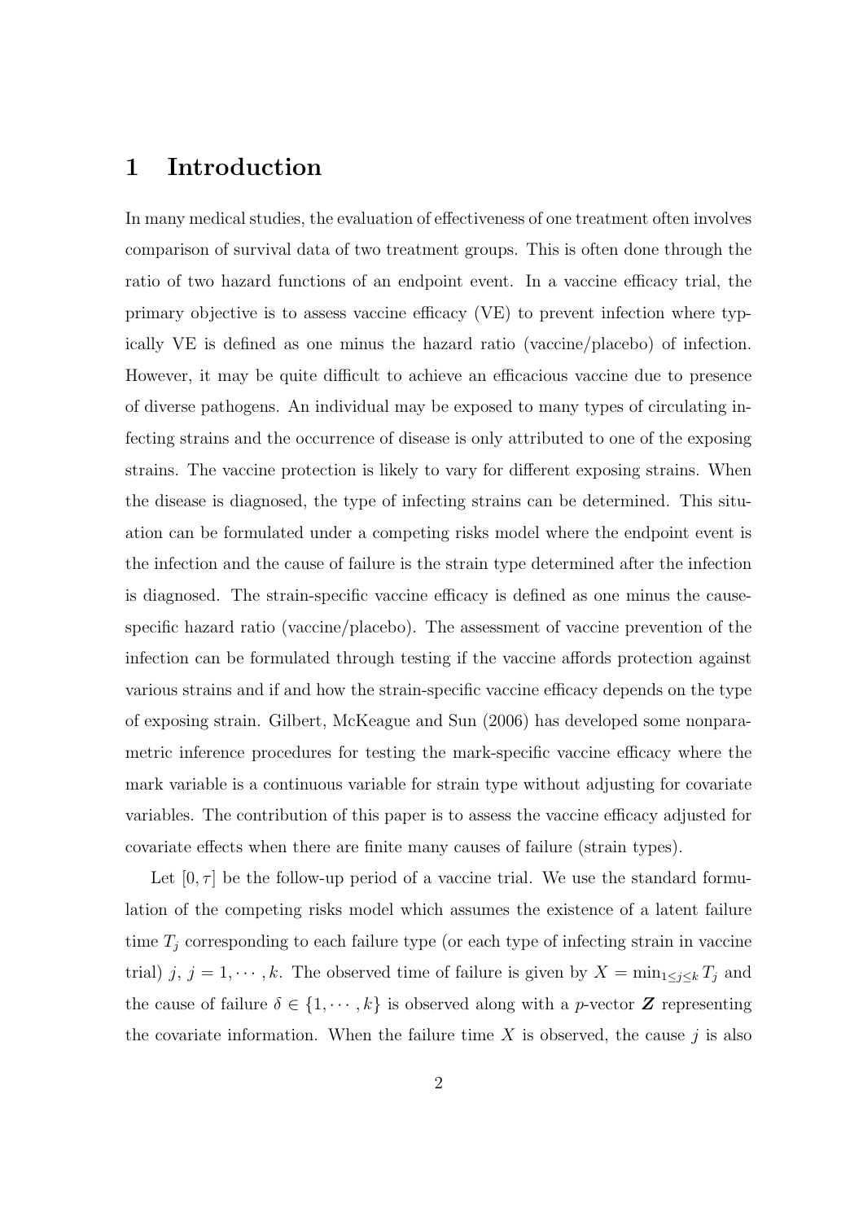# 1 Introduction

In many medical studies, the evaluation of effectiveness of one treatment often involves comparison of survival data of two treatment groups. This is often done through the ratio of two hazard functions of an endpoint event. In a vaccine efficacy trial, the primary objective is to assess vaccine efficacy (VE) to prevent infection where typically VE is defined as one minus the hazard ratio (vaccine/placebo) of infection. However, it may be quite difficult to achieve an efficacious vaccine due to presence of diverse pathogens. An individual may be exposed to many types of circulating infecting strains and the occurrence of disease is only attributed to one of the exposing strains. The vaccine protection is likely to vary for different exposing strains. When the disease is diagnosed, the type of infecting strains can be determined. This situation can be formulated under a competing risks model where the endpoint event is the infection and the cause of failure is the strain type determined after the infection is diagnosed. The strain-specific vaccine efficacy is defined as one minus the cause-specific hazard ratio (vaccine/placebo). The assessment of vaccine prevention of the infection can be formulated through testing if the vaccine affords protection against various strains and if and how the strain-specific vaccine efficacy depends on the type of exposing strain. Gilbert, McKeague and Sun (2006) has developed some nonparametric inference procedures for testing the mark-specific vaccine efficacy where the mark variable is a continuous variable for strain type without adjusting for covariate variables. The contribution of this paper is to assess the vaccine efficacy adjusted for covariate effects when there are finite many causes of failure (strain types).

Let $[0, \tau]$ be the follow-up period of a vaccine trial. We use the standard formulation of the competing risks model which assumes the existence of a latent failure time $T_j$ corresponding to each failure type (or each type of infecting strain in vaccine trial) $j$, $j = 1, \cdots, k$. The observed time of failure is given by $X = \min_{1 \le j \le k} T_j$ and the cause of failure $\delta \in \{1, \cdots, k\}$ is observed along with a $p$-vector $\boldsymbol{Z}$ representing the covariate information. When the failure time $X$ is observed, the cause $j$ is also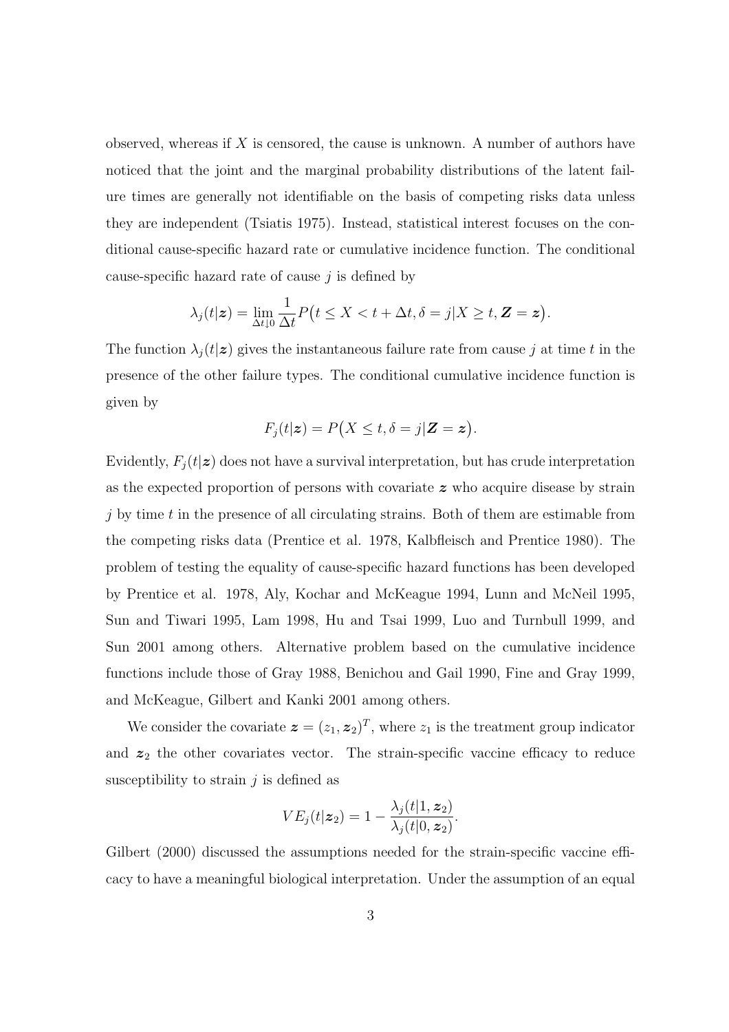observed, whereas if $X$ is censored, the cause is unknown. A number of authors have noticed that the joint and the marginal probability distributions of the latent failure times are generally not identifiable on the basis of competing risks data unless they are independent (Tsiatis 1975). Instead, statistical interest focuses on the conditional cause-specific hazard rate or cumulative incidence function. The conditional cause-specific hazard rate of cause $j$ is defined by

$$\lambda_j(t|\boldsymbol{z}) = \lim_{\Delta t \downarrow 0} \frac{1}{\Delta t} P\big(t \leq X < t + \Delta t, \delta = j | X \geq t, \boldsymbol{Z} = \boldsymbol{z}\big).$$

The function $\lambda_j(t|\boldsymbol{z})$ gives the instantaneous failure rate from cause $j$ at time $t$ in the presence of the other failure types. The conditional cumulative incidence function is given by

$$F_j(t|\boldsymbol{z}) = P\big(X \leq t, \delta = j | \boldsymbol{Z} = \boldsymbol{z}\big).$$

Evidently, $F_j(t|\boldsymbol{z})$ does not have a survival interpretation, but has crude interpretation as the expected proportion of persons with covariate $\boldsymbol{z}$ who acquire disease by strain $j$ by time $t$ in the presence of all circulating strains. Both of them are estimable from the competing risks data (Prentice et al. 1978, Kalbfleisch and Prentice 1980). The problem of testing the equality of cause-specific hazard functions has been developed by Prentice et al. 1978, Aly, Kochar and McKeague 1994, Lunn and McNeil 1995, Sun and Tiwari 1995, Lam 1998, Hu and Tsai 1999, Luo and Turnbull 1999, and Sun 2001 among others. Alternative problem based on the cumulative incidence functions include those of Gray 1988, Benichou and Gail 1990, Fine and Gray 1999, and McKeague, Gilbert and Kanki 2001 among others.

We consider the covariate $\boldsymbol{z} = (z_1, \boldsymbol{z}_2)^T$, where $z_1$ is the treatment group indicator and $\boldsymbol{z}_2$ the other covariates vector. The strain-specific vaccine efficacy to reduce susceptibility to strain $j$ is defined as

$$VE_j(t|\boldsymbol{z}_2) = 1 - \frac{\lambda_j(t|1, \boldsymbol{z}_2)}{\lambda_j(t|0, \boldsymbol{z}_2)}.$$

Gilbert (2000) discussed the assumptions needed for the strain-specific vaccine efficacy to have a meaningful biological interpretation. Under the assumption of an equal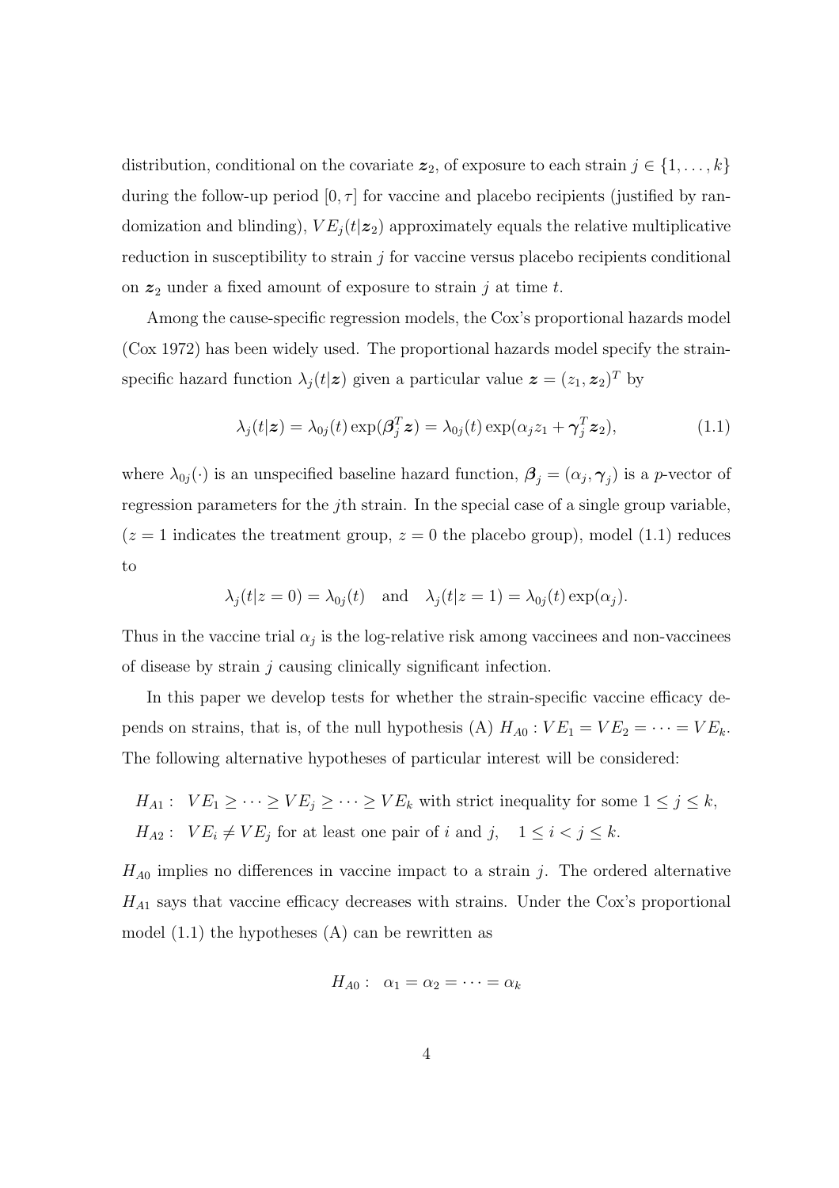distribution, conditional on the covariate $\boldsymbol{z}_2$, of exposure to each strain $j \in \{1, \ldots, k\}$ during the follow-up period $[0, \tau]$ for vaccine and placebo recipients (justified by randomization and blinding), $VE_j(t|\boldsymbol{z}_2)$ approximately equals the relative multiplicative reduction in susceptibility to strain $j$ for vaccine versus placebo recipients conditional on $\boldsymbol{z}_2$ under a fixed amount of exposure to strain $j$ at time $t$.

Among the cause-specific regression models, the Cox's proportional hazards model (Cox 1972) has been widely used. The proportional hazards model specify the strain-specific hazard function $\lambda_j(t|\boldsymbol{z})$ given a particular value $\boldsymbol{z} = (z_1, \boldsymbol{z}_2)^T$ by

$$\lambda_j(t|\boldsymbol{z}) = \lambda_{0j}(t) \exp(\boldsymbol{\beta}_j^T \boldsymbol{z}) = \lambda_{0j}(t) \exp(\alpha_j z_1 + \boldsymbol{\gamma}_j^T \boldsymbol{z}_2), \tag{1.1}$$

where $\lambda_{0j}(\cdot)$ is an unspecified baseline hazard function, $\boldsymbol{\beta}_j = (\alpha_j, \boldsymbol{\gamma}_j)$ is a $p$-vector of regression parameters for the $j$th strain. In the special case of a single group variable, ($z = 1$ indicates the treatment group, $z = 0$ the placebo group), model (1.1) reduces to

$$\lambda_j(t|z = 0) = \lambda_{0j}(t) \quad \text{and} \quad \lambda_j(t|z = 1) = \lambda_{0j}(t) \exp(\alpha_j).$$

Thus in the vaccine trial $\alpha_j$ is the log-relative risk among vaccinees and non-vaccinees of disease by strain $j$ causing clinically significant infection.

In this paper we develop tests for whether the strain-specific vaccine efficacy depends on strains, that is, of the null hypothesis (A) $H_{A0} : VE_1 = VE_2 = \cdots = VE_k$. The following alternative hypotheses of particular interest will be considered:

$$H_{A1}: \quad VE_1 \geq \cdots \geq VE_j \geq \cdots \geq VE_k \text{ with strict inequality for some } 1 \leq j \leq k,$$
$$H_{A2}: \quad VE_i \neq VE_j \text{ for at least one pair of } i \text{ and } j, \quad 1 \leq i < j \leq k.$$

$H_{A0}$ implies no differences in vaccine impact to a strain $j$. The ordered alternative $H_{A1}$ says that vaccine efficacy decreases with strains. Under the Cox's proportional model (1.1) the hypotheses (A) can be rewritten as

$$H_{A0}: \quad \alpha_1 = \alpha_2 = \cdots = \alpha_k$$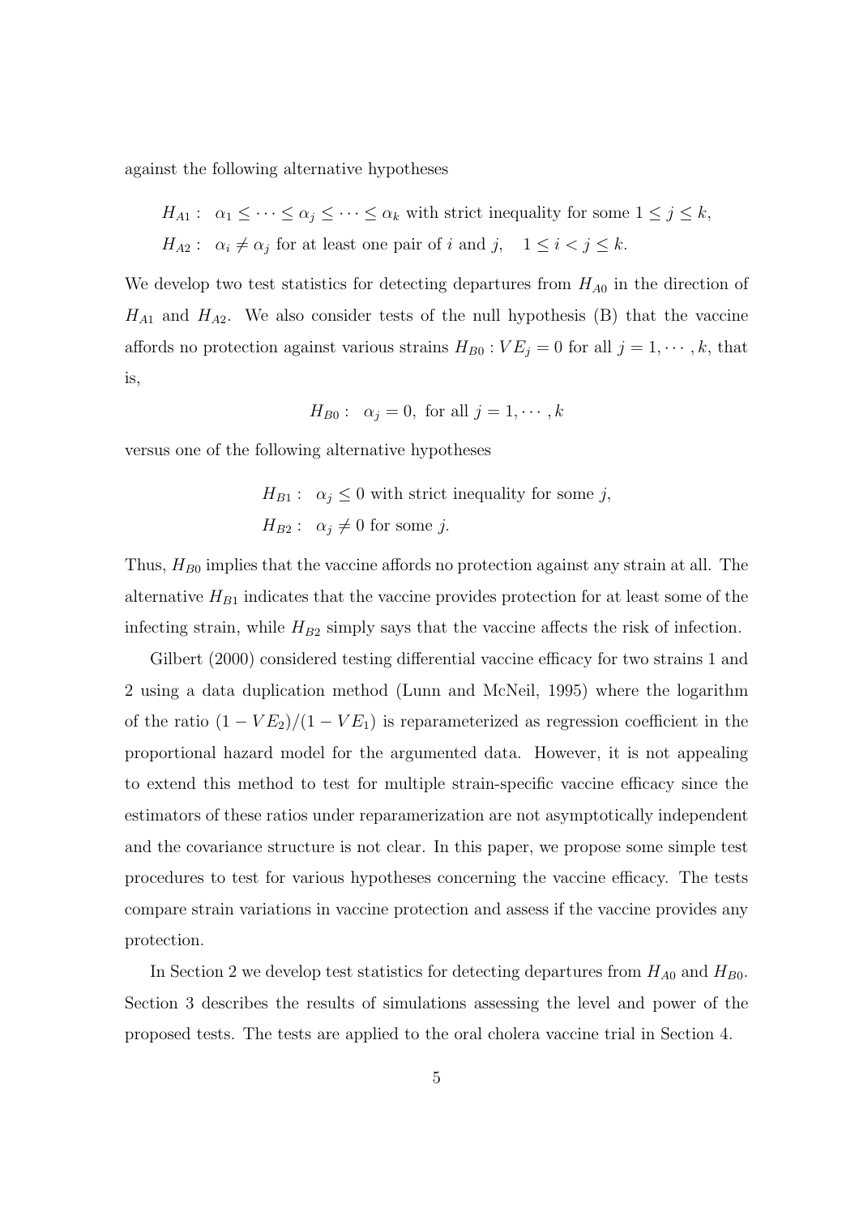against the following alternative hypotheses

$$
\begin{aligned}
&H_{A1}: \quad \alpha_1 \leq \cdots \leq \alpha_j \leq \cdots \leq \alpha_k \text{ with strict inequality for some } 1 \leq j \leq k, \\
&H_{A2}: \quad \alpha_i \neq \alpha_j \text{ for at least one pair of } i \text{ and } j, \quad 1 \leq i < j \leq k.
\end{aligned}
$$

We develop two test statistics for detecting departures from $H_{A0}$ in the direction of $H_{A1}$ and $H_{A2}$. We also consider tests of the null hypothesis (B) that the vaccine affords no protection against various strains $H_{B0} : VE_j = 0$ for all $j = 1, \cdots, k$, that is,

$$
H_{B0}: \quad \alpha_j = 0, \text{ for all } j = 1, \cdots, k
$$

versus one of the following alternative hypotheses

$$
\begin{aligned}
&H_{B1}: \quad \alpha_j \leq 0 \text{ with strict inequality for some } j, \\
&H_{B2}: \quad \alpha_j \neq 0 \text{ for some } j.
\end{aligned}
$$

Thus, $H_{B0}$ implies that the vaccine affords no protection against any strain at all. The alternative $H_{B1}$ indicates that the vaccine provides protection for at least some of the infecting strain, while $H_{B2}$ simply says that the vaccine affects the risk of infection.

Gilbert (2000) considered testing differential vaccine efficacy for two strains 1 and 2 using a data duplication method (Lunn and McNeil, 1995) where the logarithm of the ratio $(1 - VE_2)/(1 - VE_1)$ is reparameterized as regression coefficient in the proportional hazard model for the argumented data. However, it is not appealing to extend this method to test for multiple strain-specific vaccine efficacy since the estimators of these ratios under reparamerization are not asymptotically independent and the covariance structure is not clear. In this paper, we propose some simple test procedures to test for various hypotheses concerning the vaccine efficacy. The tests compare strain variations in vaccine protection and assess if the vaccine provides any protection.

In Section 2 we develop test statistics for detecting departures from $H_{A0}$ and $H_{B0}$. Section 3 describes the results of simulations assessing the level and power of the proposed tests. The tests are applied to the oral cholera vaccine trial in Section 4.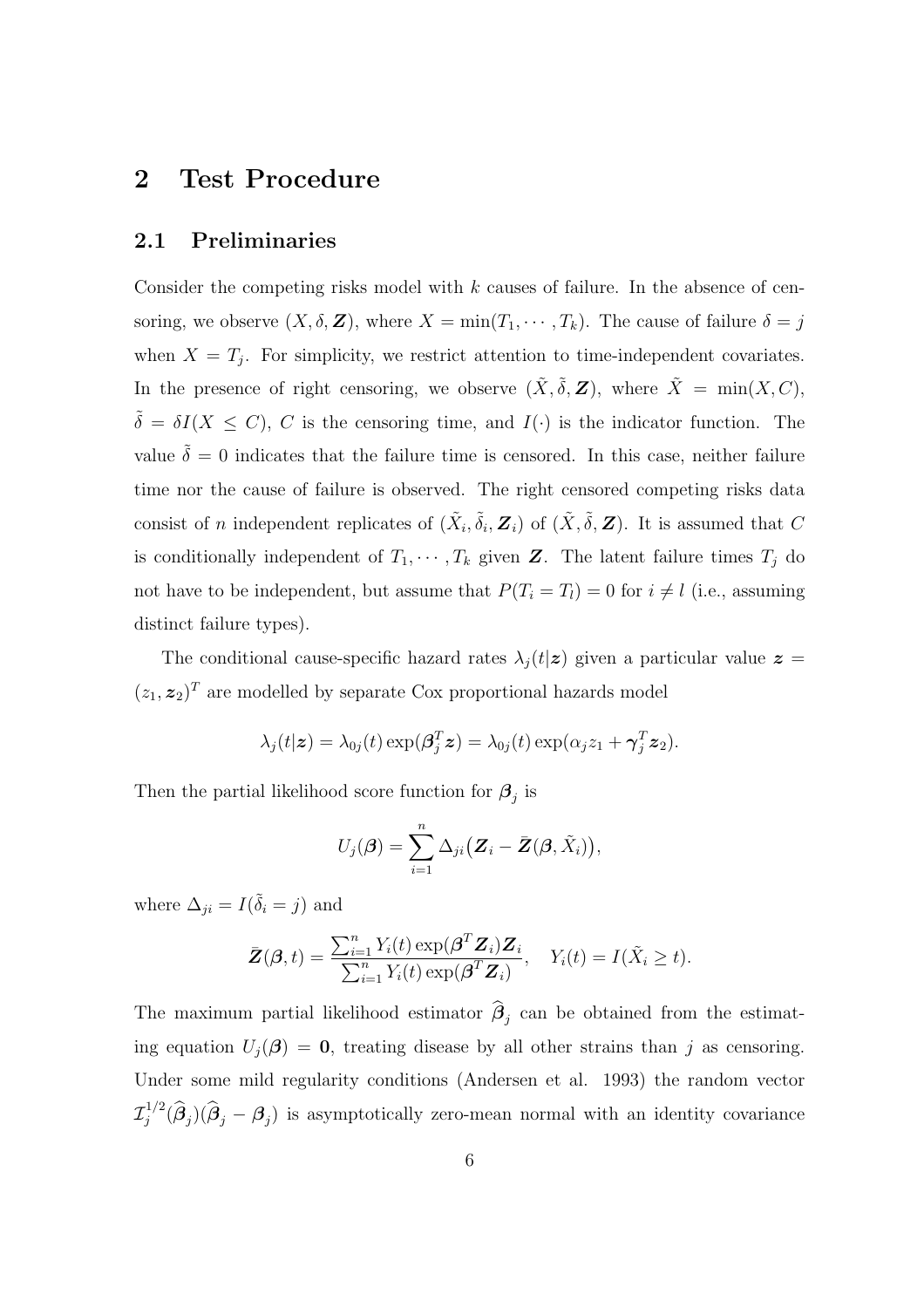# 2 Test Procedure

## 2.1 Preliminaries

Consider the competing risks model with $k$ causes of failure. In the absence of censoring, we observe $(X, \delta, \boldsymbol{Z})$, where $X = \min(T_1, \cdots, T_k)$. The cause of failure $\delta = j$ when $X = T_j$. For simplicity, we restrict attention to time-independent covariates. In the presence of right censoring, we observe $(\tilde{X}, \tilde{\delta}, \boldsymbol{Z})$, where $\tilde{X} = \min(X, C)$, $\tilde{\delta} = \delta I(X \leq C)$, $C$ is the censoring time, and $I(\cdot)$ is the indicator function. The value $\tilde{\delta} = 0$ indicates that the failure time is censored. In this case, neither failure time nor the cause of failure is observed. The right censored competing risks data consist of $n$ independent replicates of $(\tilde{X}_i, \tilde{\delta}_i, \boldsymbol{Z}_i)$ of $(\tilde{X}, \tilde{\delta}, \boldsymbol{Z})$. It is assumed that $C$ is conditionally independent of $T_1, \cdots, T_k$ given $\boldsymbol{Z}$. The latent failure times $T_j$ do not have to be independent, but assume that $P(T_i = T_l) = 0$ for $i \neq l$ (i.e., assuming distinct failure types).

The conditional cause-specific hazard rates $\lambda_j(t|\boldsymbol{z})$ given a particular value $\boldsymbol{z} = (z_1, \boldsymbol{z}_2)^T$ are modelled by separate Cox proportional hazards model

$$\lambda_j(t|\boldsymbol{z}) = \lambda_{0j}(t) \exp(\boldsymbol{\beta}_j^T \boldsymbol{z}) = \lambda_{0j}(t) \exp(\alpha_j z_1 + \boldsymbol{\gamma}_j^T \boldsymbol{z}_2).$$

Then the partial likelihood score function for $\boldsymbol{\beta}_j$ is

$$U_j(\boldsymbol{\beta}) = \sum_{i=1}^{n} \Delta_{ji} \big( \boldsymbol{Z}_i - \bar{\boldsymbol{Z}}(\boldsymbol{\beta}, \tilde{X}_i) \big),$$

where $\Delta_{ji} = I(\tilde{\delta}_i = j)$ and

$$\bar{\boldsymbol{Z}}(\boldsymbol{\beta}, t) = \frac{\sum_{i=1}^{n} Y_i(t) \exp(\boldsymbol{\beta}^T \boldsymbol{Z}_i) \boldsymbol{Z}_i}{\sum_{i=1}^{n} Y_i(t) \exp(\boldsymbol{\beta}^T \boldsymbol{Z}_i)}, \quad Y_i(t) = I(\tilde{X}_i \geq t).$$

The maximum partial likelihood estimator $\widehat{\boldsymbol{\beta}}_j$ can be obtained from the estimating equation $U_j(\boldsymbol{\beta}) = \boldsymbol{0}$, treating disease by all other strains than $j$ as censoring. Under some mild regularity conditions (Andersen et al. 1993) the random vector $\mathcal{I}_j^{1/2}(\widehat{\boldsymbol{\beta}}_j)(\widehat{\boldsymbol{\beta}}_j - \boldsymbol{\beta}_j)$ is asymptotically zero-mean normal with an identity covariance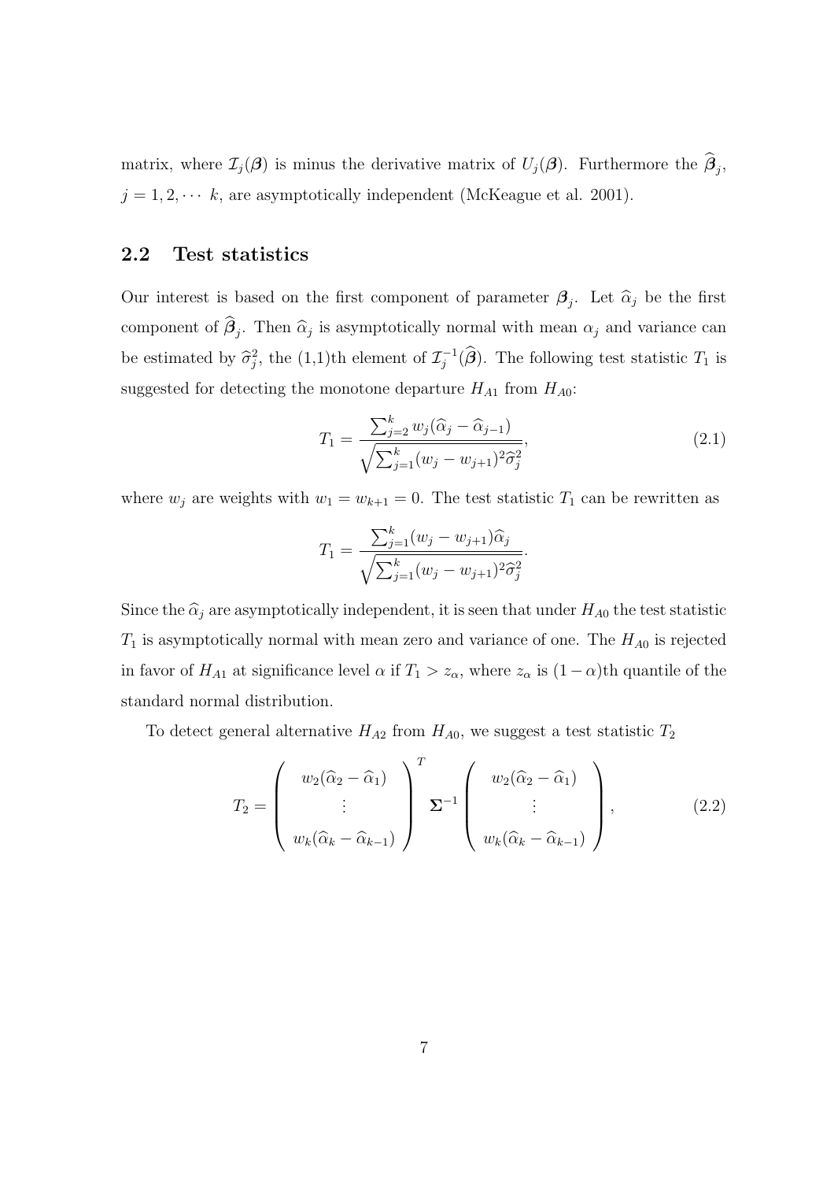matrix, where $\mathcal{I}_j(\boldsymbol{\beta})$ is minus the derivative matrix of $U_j(\boldsymbol{\beta})$. Furthermore the $\widehat{\boldsymbol{\beta}}_j$, $j = 1, 2, \cdots k$, are asymptotically independent (McKeague et al. 2001).

## 2.2 Test statistics

Our interest is based on the first component of parameter $\boldsymbol{\beta}_j$. Let $\widehat{\alpha}_j$ be the first component of $\widehat{\boldsymbol{\beta}}_j$. Then $\widehat{\alpha}_j$ is asymptotically normal with mean $\alpha_j$ and variance can be estimated by $\widehat{\sigma}_j^2$, the (1,1)th element of $\mathcal{I}_j^{-1}(\widehat{\boldsymbol{\beta}})$. The following test statistic $T_1$ is suggested for detecting the monotone departure $H_{A1}$ from $H_{A0}$:

$$T_1 = \frac{\sum_{j=2}^{k} w_j(\widehat{\alpha}_j - \widehat{\alpha}_{j-1})}{\sqrt{\sum_{j=1}^{k}(w_j - w_{j+1})^2 \widehat{\sigma}_j^2}}, \tag{2.1}$$

where $w_j$ are weights with $w_1 = w_{k+1} = 0$. The test statistic $T_1$ can be rewritten as

$$T_1 = \frac{\sum_{j=1}^{k}(w_j - w_{j+1})\widehat{\alpha}_j}{\sqrt{\sum_{j=1}^{k}(w_j - w_{j+1})^2 \widehat{\sigma}_j^2}}.$$

Since the $\widehat{\alpha}_j$ are asymptotically independent, it is seen that under $H_{A0}$ the test statistic $T_1$ is asymptotically normal with mean zero and variance of one. The $H_{A0}$ is rejected in favor of $H_{A1}$ at significance level $\alpha$ if $T_1 > z_\alpha$, where $z_\alpha$ is $(1-\alpha)$th quantile of the standard normal distribution.

To detect general alternative $H_{A2}$ from $H_{A0}$, we suggest a test statistic $T_2$

$$T_2 = \begin{pmatrix} w_2(\widehat{\alpha}_2 - \widehat{\alpha}_1) \\ \vdots \\ w_k(\widehat{\alpha}_k - \widehat{\alpha}_{k-1}) \end{pmatrix}^T \boldsymbol{\Sigma}^{-1} \begin{pmatrix} w_2(\widehat{\alpha}_2 - \widehat{\alpha}_1) \\ \vdots \\ w_k(\widehat{\alpha}_k - \widehat{\alpha}_{k-1}) \end{pmatrix}, \tag{2.2}$$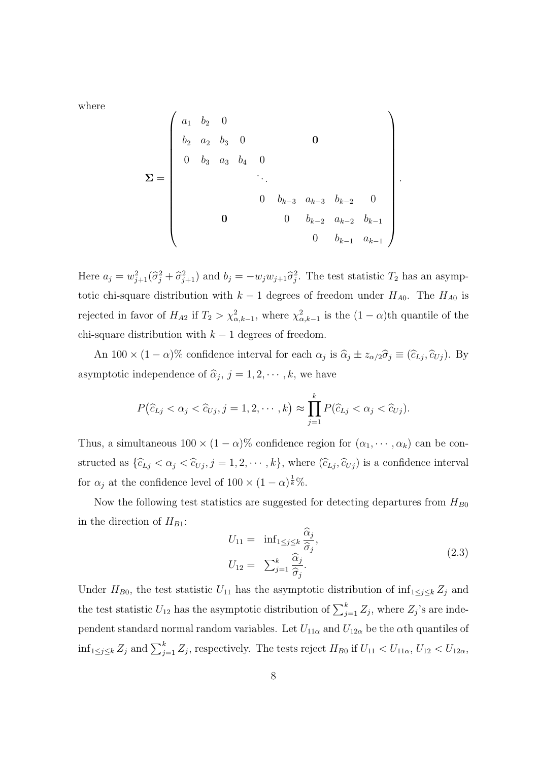where

$$
\boldsymbol{\Sigma} = \begin{pmatrix}
a_1 & b_2 & 0 & & & & & & \\
b_2 & a_2 & b_3 & 0 & & & \mathbf{0} & & \\
0 & b_3 & a_3 & b_4 & 0 & & & & \\
 & & & & \ddots & & & & \\
 & & & & 0 & b_{k-3} & a_{k-3} & b_{k-2} & 0 \\
 & & \mathbf{0} & & & 0 & b_{k-2} & a_{k-2} & b_{k-1} \\
 & & & & & & 0 & b_{k-1} & a_{k-1}
\end{pmatrix}.
$$

Here $a_j = w_{j+1}^2(\widehat{\sigma}_j^2 + \widehat{\sigma}_{j+1}^2)$ and $b_j = -w_j w_{j+1}\widehat{\sigma}_j^2$. The test statistic $T_2$ has an asymptotic chi-square distribution with $k-1$ degrees of freedom under $H_{A0}$. The $H_{A0}$ is rejected in favor of $H_{A2}$ if $T_2 > \chi^2_{\alpha,k-1}$, where $\chi^2_{\alpha,k-1}$ is the $(1-\alpha)$th quantile of the chi-square distribution with $k-1$ degrees of freedom.

An $100 \times (1-\alpha)\%$ confidence interval for each $\alpha_j$ is $\widehat{\alpha}_j \pm z_{\alpha/2}\widehat{\sigma}_j \equiv (\widehat{c}_{Lj}, \widehat{c}_{Uj})$. By asymptotic independence of $\widehat{\alpha}_j$, $j = 1, 2, \cdots, k$, we have

$$
P\big(\widehat{c}_{Lj} < \alpha_j < \widehat{c}_{Uj}, j = 1, 2, \cdots, k\big) \approx \prod_{j=1}^{k} P(\widehat{c}_{Lj} < \alpha_j < \widehat{c}_{Uj}).
$$

Thus, a simultaneous $100 \times (1-\alpha)\%$ confidence region for $(\alpha_1, \cdots, \alpha_k)$ can be constructed as $\{\widehat{c}_{Lj} < \alpha_j < \widehat{c}_{Uj}, j = 1, 2, \cdots, k\}$, where $(\widehat{c}_{Lj}, \widehat{c}_{Uj})$ is a confidence interval for $\alpha_j$ at the confidence level of $100 \times (1-\alpha)^{\frac{1}{k}}\%$.

Now the following test statistics are suggested for detecting departures from $H_{B0}$ in the direction of $H_{B1}$:

$$
\begin{aligned}
U_{11} = & \ \inf_{1 \le j \le k} \frac{\widehat{\alpha}_j}{\widehat{\sigma}_j}, \\
U_{12} = & \ \sum_{j=1}^{k} \frac{\widehat{\alpha}_j}{\widehat{\sigma}_j}.
\end{aligned} \tag{2.3}
$$

Under $H_{B0}$, the test statistic $U_{11}$ has the asymptotic distribution of $\inf_{1 \le j \le k} Z_j$ and the test statistic $U_{12}$ has the asymptotic distribution of $\sum_{j=1}^{k} Z_j$, where $Z_j$'s are independent standard normal random variables. Let $U_{11\alpha}$ and $U_{12\alpha}$ be the $\alpha$th quantiles of $\inf_{1 \le j \le k} Z_j$ and $\sum_{j=1}^{k} Z_j$, respectively. The tests reject $H_{B0}$ if $U_{11} < U_{11\alpha}$, $U_{12} < U_{12\alpha}$,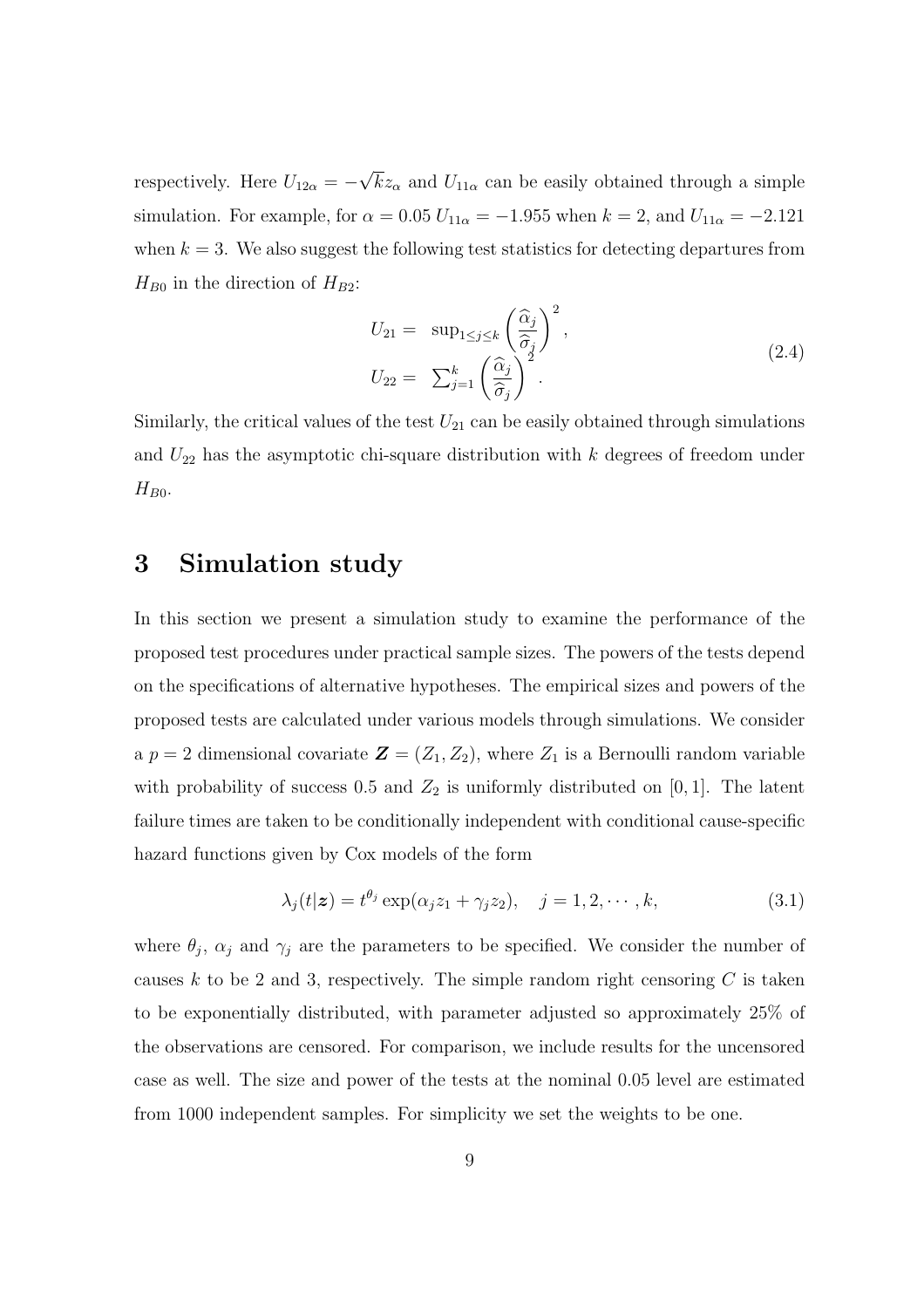respectively. Here $U_{12\alpha} = -\sqrt{k} z_\alpha$ and $U_{11\alpha}$ can be easily obtained through a simple simulation. For example, for $\alpha = 0.05$ $U_{11\alpha} = -1.955$ when $k = 2$, and $U_{11\alpha} = -2.121$ when $k = 3$. We also suggest the following test statistics for detecting departures from $H_{B0}$ in the direction of $H_{B2}$:

$$
\begin{aligned}
U_{21} &= \sup_{1 \le j \le k} \left( \frac{\widehat{\alpha}_j}{\widehat{\sigma}_j} \right)^2, \\
U_{22} &= \sum_{j=1}^{k} \left( \frac{\widehat{\alpha}_j}{\widehat{\sigma}_j} \right)^2.
\end{aligned}
\tag{2.4}
$$

Similarly, the critical values of the test $U_{21}$ can be easily obtained through simulations and $U_{22}$ has the asymptotic chi-square distribution with $k$ degrees of freedom under $H_{B0}$.

# 3 Simulation study

In this section we present a simulation study to examine the performance of the proposed test procedures under practical sample sizes. The powers of the tests depend on the specifications of alternative hypotheses. The empirical sizes and powers of the proposed tests are calculated under various models through simulations. We consider a $p = 2$ dimensional covariate $\boldsymbol{Z} = (Z_1, Z_2)$, where $Z_1$ is a Bernoulli random variable with probability of success 0.5 and $Z_2$ is uniformly distributed on $[0, 1]$. The latent failure times are taken to be conditionally independent with conditional cause-specific hazard functions given by Cox models of the form

$$
\lambda_j(t|\boldsymbol{z}) = t^{\theta_j} \exp(\alpha_j z_1 + \gamma_j z_2), \quad j = 1, 2, \cdots, k, \tag{3.1}
$$

where $\theta_j$, $\alpha_j$ and $\gamma_j$ are the parameters to be specified. We consider the number of causes $k$ to be 2 and 3, respectively. The simple random right censoring $C$ is taken to be exponentially distributed, with parameter adjusted so approximately 25% of the observations are censored. For comparison, we include results for the uncensored case as well. The size and power of the tests at the nominal 0.05 level are estimated from 1000 independent samples. For simplicity we set the weights to be one.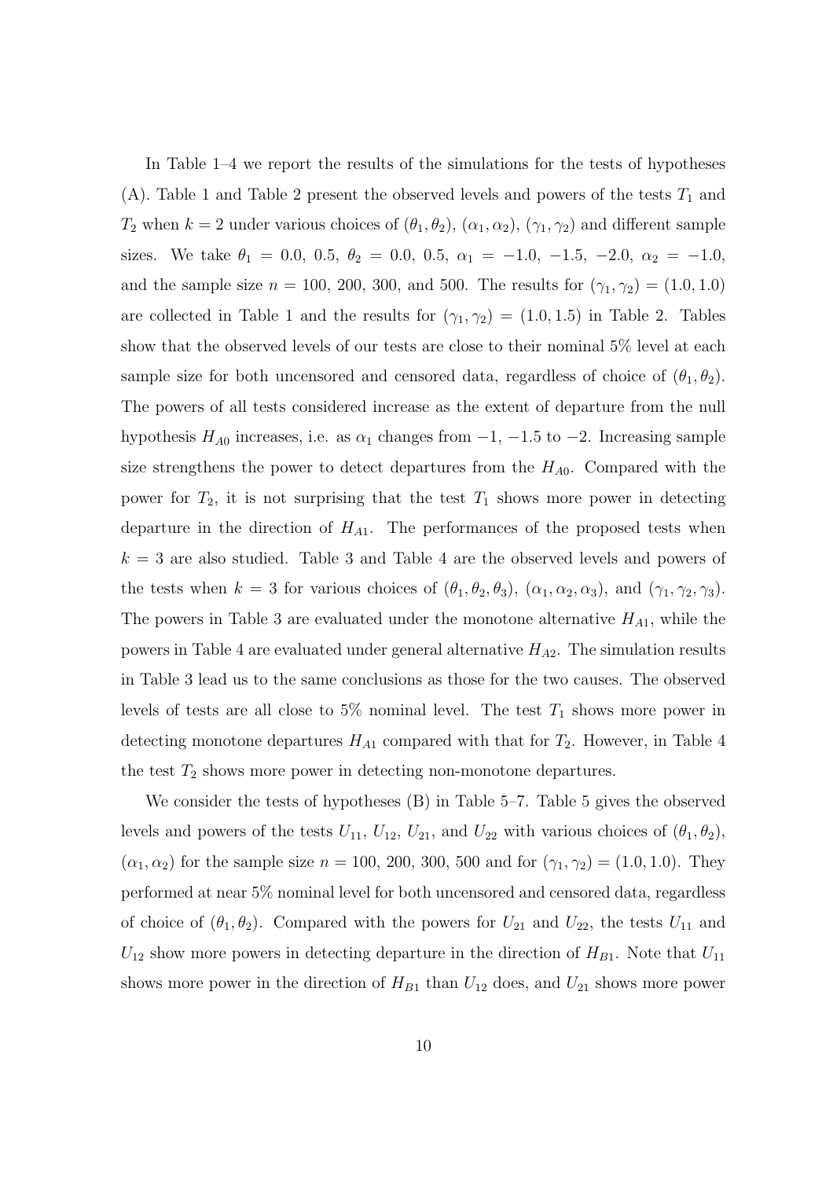In Table 1–4 we report the results of the simulations for the tests of hypotheses (A). Table 1 and Table 2 present the observed levels and powers of the tests $T_1$ and $T_2$ when $k = 2$ under various choices of $(\theta_1, \theta_2)$, $(\alpha_1, \alpha_2)$, $(\gamma_1, \gamma_2)$ and different sample sizes. We take $\theta_1 = 0.0,\ 0.5$, $\theta_2 = 0.0,\ 0.5$, $\alpha_1 = -1.0,\ -1.5,\ -2.0$, $\alpha_2 = -1.0$, and the sample size $n = 100,\ 200,\ 300$, and $500$. The results for $(\gamma_1, \gamma_2) = (1.0, 1.0)$ are collected in Table 1 and the results for $(\gamma_1, \gamma_2) = (1.0, 1.5)$ in Table 2. Tables show that the observed levels of our tests are close to their nominal 5% level at each sample size for both uncensored and censored data, regardless of choice of $(\theta_1, \theta_2)$. The powers of all tests considered increase as the extent of departure from the null hypothesis $H_{A0}$ increases, i.e. as $\alpha_1$ changes from $-1$, $-1.5$ to $-2$. Increasing sample size strengthens the power to detect departures from the $H_{A0}$. Compared with the power for $T_2$, it is not surprising that the test $T_1$ shows more power in detecting departure in the direction of $H_{A1}$. The performances of the proposed tests when $k = 3$ are also studied. Table 3 and Table 4 are the observed levels and powers of the tests when $k = 3$ for various choices of $(\theta_1, \theta_2, \theta_3)$, $(\alpha_1, \alpha_2, \alpha_3)$, and $(\gamma_1, \gamma_2, \gamma_3)$. The powers in Table 3 are evaluated under the monotone alternative $H_{A1}$, while the powers in Table 4 are evaluated under general alternative $H_{A2}$. The simulation results in Table 3 lead us to the same conclusions as those for the two causes. The observed levels of tests are all close to 5% nominal level. The test $T_1$ shows more power in detecting monotone departures $H_{A1}$ compared with that for $T_2$. However, in Table 4 the test $T_2$ shows more power in detecting non-monotone departures.

We consider the tests of hypotheses (B) in Table 5–7. Table 5 gives the observed levels and powers of the tests $U_{11}$, $U_{12}$, $U_{21}$, and $U_{22}$ with various choices of $(\theta_1, \theta_2)$, $(\alpha_1, \alpha_2)$ for the sample size $n = 100,\ 200,\ 300,\ 500$ and for $(\gamma_1, \gamma_2) = (1.0, 1.0)$. They performed at near 5% nominal level for both uncensored and censored data, regardless of choice of $(\theta_1, \theta_2)$. Compared with the powers for $U_{21}$ and $U_{22}$, the tests $U_{11}$ and $U_{12}$ show more powers in detecting departure in the direction of $H_{B1}$. Note that $U_{11}$ shows more power in the direction of $H_{B1}$ than $U_{12}$ does, and $U_{21}$ shows more power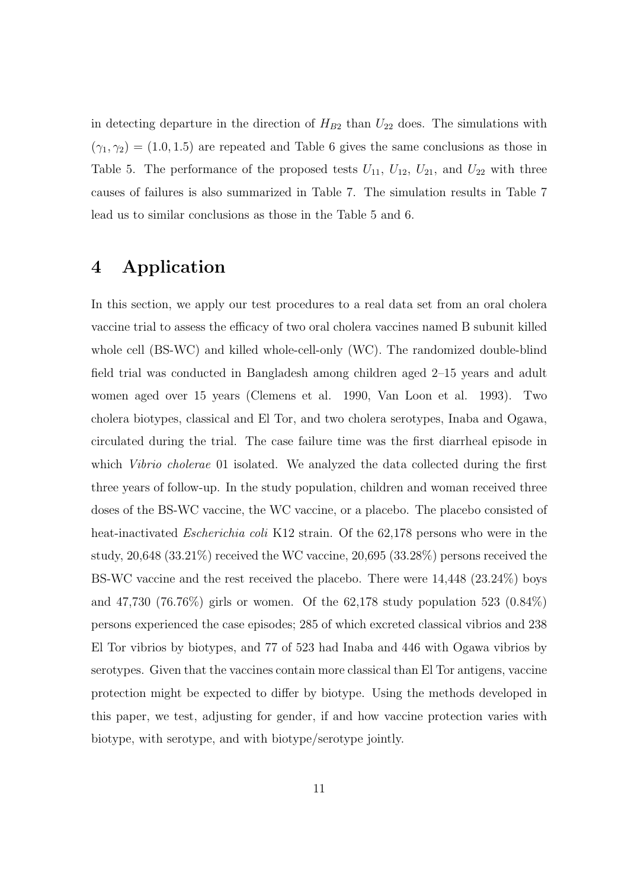in detecting departure in the direction of $H_{B2}$ than $U_{22}$ does. The simulations with $(\gamma_1, \gamma_2) = (1.0, 1.5)$ are repeated and Table 6 gives the same conclusions as those in Table 5. The performance of the proposed tests $U_{11}$, $U_{12}$, $U_{21}$, and $U_{22}$ with three causes of failures is also summarized in Table 7. The simulation results in Table 7 lead us to similar conclusions as those in the Table 5 and 6.

# 4 Application

In this section, we apply our test procedures to a real data set from an oral cholera vaccine trial to assess the efficacy of two oral cholera vaccines named B subunit killed whole cell (BS-WC) and killed whole-cell-only (WC). The randomized double-blind field trial was conducted in Bangladesh among children aged 2–15 years and adult women aged over 15 years (Clemens et al. 1990, Van Loon et al. 1993). Two cholera biotypes, classical and El Tor, and two cholera serotypes, Inaba and Ogawa, circulated during the trial. The case failure time was the first diarrheal episode in which *Vibrio cholerae* 01 isolated. We analyzed the data collected during the first three years of follow-up. In the study population, children and woman received three doses of the BS-WC vaccine, the WC vaccine, or a placebo. The placebo consisted of heat-inactivated *Escherichia coli* K12 strain. Of the 62,178 persons who were in the study, 20,648 (33.21%) received the WC vaccine, 20,695 (33.28%) persons received the BS-WC vaccine and the rest received the placebo. There were 14,448 (23.24%) boys and 47,730 (76.76%) girls or women. Of the 62,178 study population 523 (0.84%) persons experienced the case episodes; 285 of which excreted classical vibrios and 238 El Tor vibrios by biotypes, and 77 of 523 had Inaba and 446 with Ogawa vibrios by serotypes. Given that the vaccines contain more classical than El Tor antigens, vaccine protection might be expected to differ by biotype. Using the methods developed in this paper, we test, adjusting for gender, if and how vaccine protection varies with biotype, with serotype, and with biotype/serotype jointly.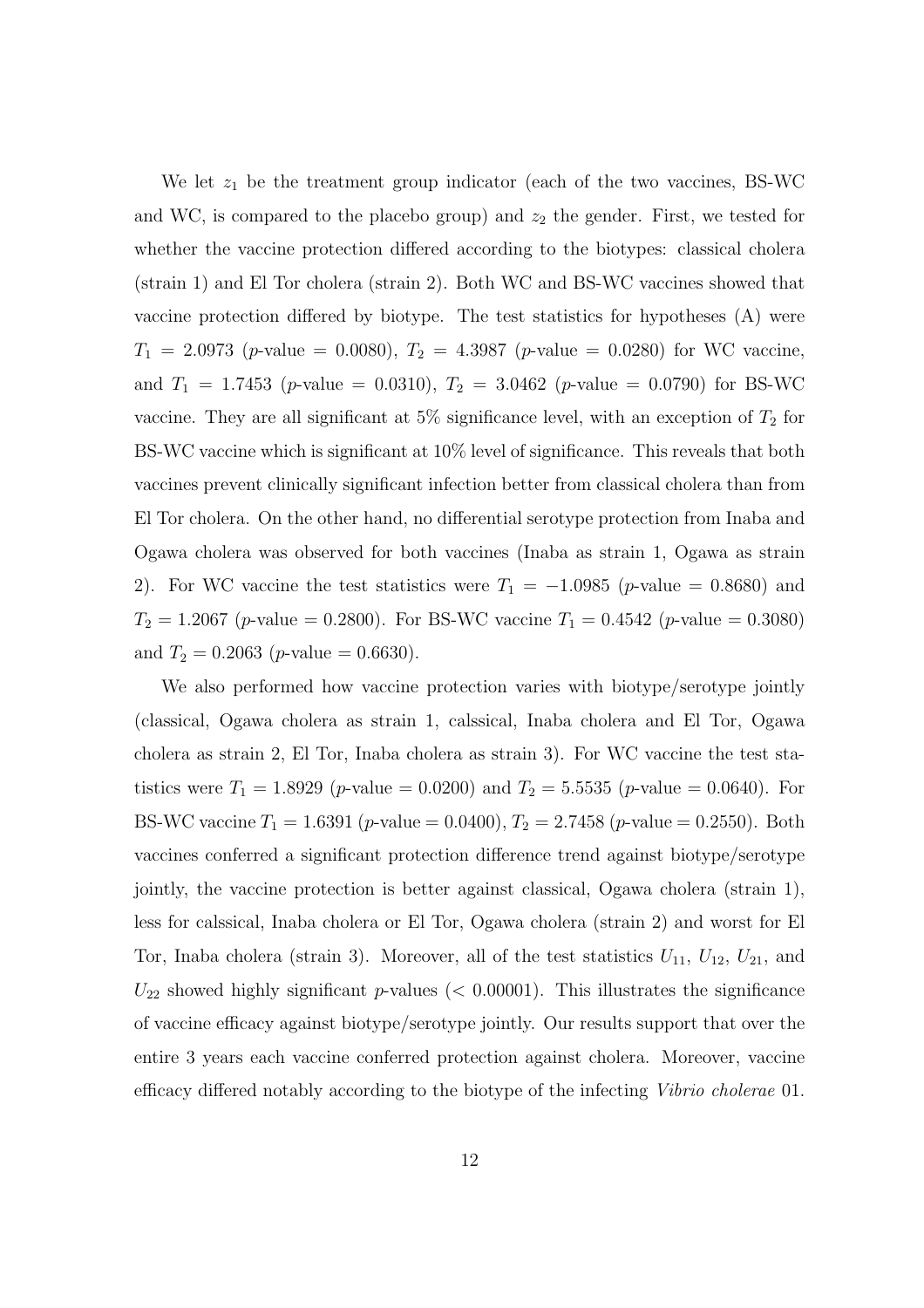We let $z_1$ be the treatment group indicator (each of the two vaccines, BS-WC and WC, is compared to the placebo group) and $z_2$ the gender. First, we tested for whether the vaccine protection differed according to the biotypes: classical cholera (strain 1) and El Tor cholera (strain 2). Both WC and BS-WC vaccines showed that vaccine protection differed by biotype. The test statistics for hypotheses (A) were $T_1 = 2.0973$ ($p$-value $= 0.0080$), $T_2 = 4.3987$ ($p$-value $= 0.0280$) for WC vaccine, and $T_1 = 1.7453$ ($p$-value $= 0.0310$), $T_2 = 3.0462$ ($p$-value $= 0.0790$) for BS-WC vaccine. They are all significant at 5% significance level, with an exception of $T_2$ for BS-WC vaccine which is significant at 10% level of significance. This reveals that both vaccines prevent clinically significant infection better from classical cholera than from El Tor cholera. On the other hand, no differential serotype protection from Inaba and Ogawa cholera was observed for both vaccines (Inaba as strain 1, Ogawa as strain 2). For WC vaccine the test statistics were $T_1 = -1.0985$ ($p$-value $= 0.8680$) and $T_2 = 1.2067$ ($p$-value $= 0.2800$). For BS-WC vaccine $T_1 = 0.4542$ ($p$-value $= 0.3080$) and $T_2 = 0.2063$ ($p$-value $= 0.6630$).

We also performed how vaccine protection varies with biotype/serotype jointly (classical, Ogawa cholera as strain 1, calssical, Inaba cholera and El Tor, Ogawa cholera as strain 2, El Tor, Inaba cholera as strain 3). For WC vaccine the test statistics were $T_1 = 1.8929$ ($p$-value $= 0.0200$) and $T_2 = 5.5535$ ($p$-value $= 0.0640$). For BS-WC vaccine $T_1 = 1.6391$ ($p$-value $= 0.0400$), $T_2 = 2.7458$ ($p$-value $= 0.2550$). Both vaccines conferred a significant protection difference trend against biotype/serotype jointly, the vaccine protection is better against classical, Ogawa cholera (strain 1), less for calssical, Inaba cholera or El Tor, Ogawa cholera (strain 2) and worst for El Tor, Inaba cholera (strain 3). Moreover, all of the test statistics $U_{11}$, $U_{12}$, $U_{21}$, and $U_{22}$ showed highly significant $p$-values ($< 0.00001$). This illustrates the significance of vaccine efficacy against biotype/serotype jointly. Our results support that over the entire 3 years each vaccine conferred protection against cholera. Moreover, vaccine efficacy differed notably according to the biotype of the infecting *Vibrio cholerae* 01.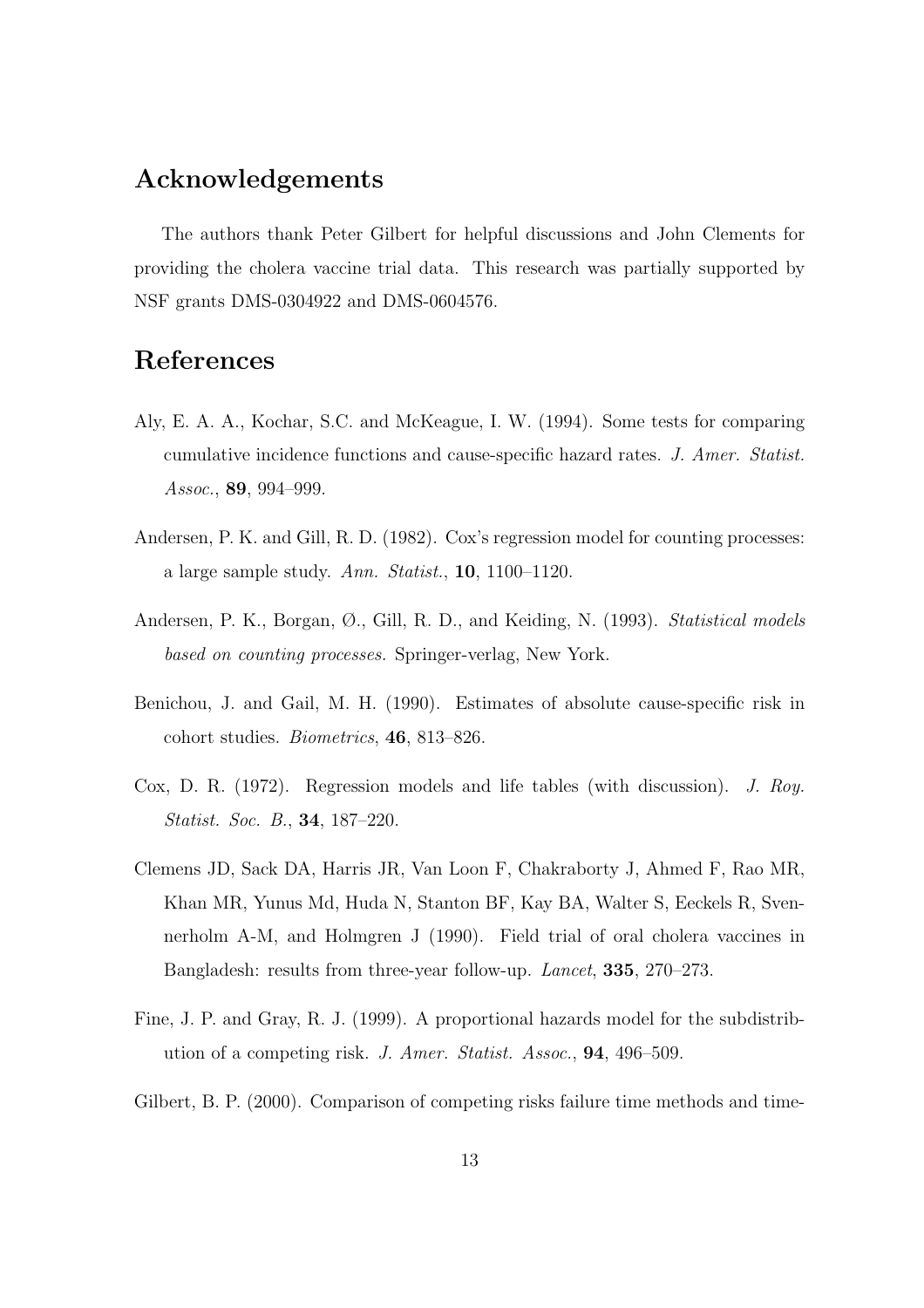## Acknowledgements

The authors thank Peter Gilbert for helpful discussions and John Clements for providing the cholera vaccine trial data. This research was partially supported by NSF grants DMS-0304922 and DMS-0604576.

## References

Aly, E. A. A., Kochar, S.C. and McKeague, I. W. (1994). Some tests for comparing cumulative incidence functions and cause-specific hazard rates. *J. Amer. Statist. Assoc.*, **89**, 994–999.

Andersen, P. K. and Gill, R. D. (1982). Cox's regression model for counting processes: a large sample study. *Ann. Statist.*, **10**, 1100–1120.

Andersen, P. K., Borgan, Ø., Gill, R. D., and Keiding, N. (1993). *Statistical models based on counting processes*. Springer-verlag, New York.

Benichou, J. and Gail, M. H. (1990). Estimates of absolute cause-specific risk in cohort studies. *Biometrics*, **46**, 813–826.

Cox, D. R. (1972). Regression models and life tables (with discussion). *J. Roy. Statist. Soc. B.*, **34**, 187–220.

Clemens JD, Sack DA, Harris JR, Van Loon F, Chakraborty J, Ahmed F, Rao MR, Khan MR, Yunus Md, Huda N, Stanton BF, Kay BA, Walter S, Eeckels R, Svennerholm A-M, and Holmgren J (1990). Field trial of oral cholera vaccines in Bangladesh: results from three-year follow-up. *Lancet*, **335**, 270–273.

Fine, J. P. and Gray, R. J. (1999). A proportional hazards model for the subdistribution of a competing risk. *J. Amer. Statist. Assoc.*, **94**, 496–509.

Gilbert, B. P. (2000). Comparison of competing risks failure time methods and time-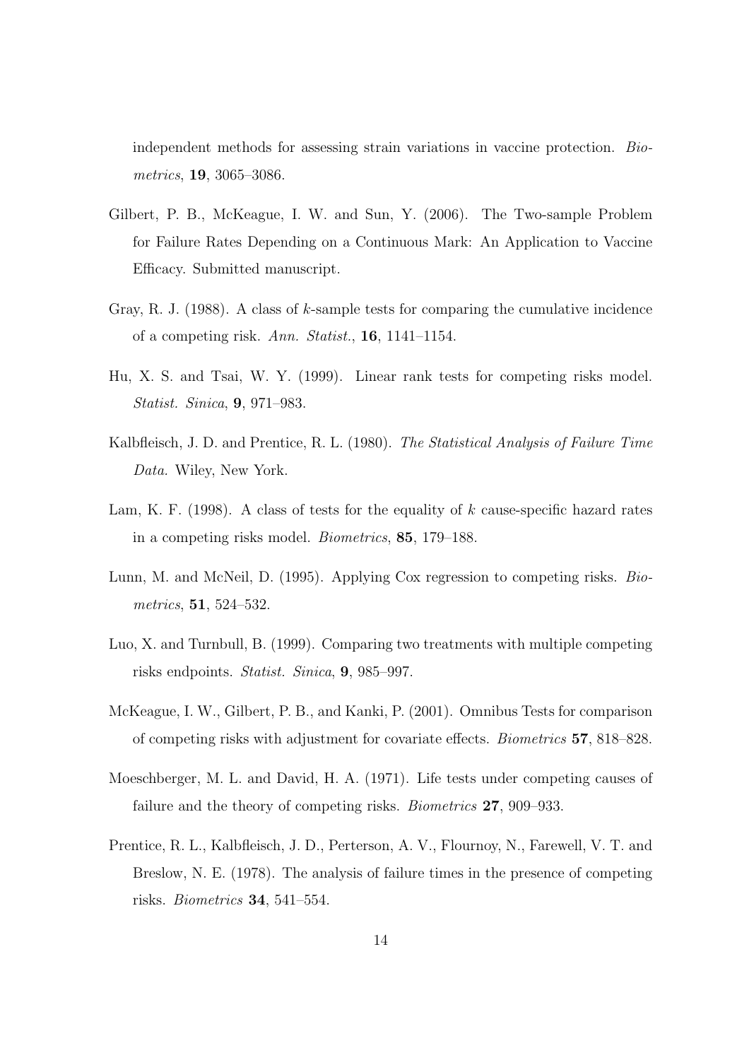independent methods for assessing strain variations in vaccine protection. *Biometrics*, **19**, 3065–3086.

Gilbert, P. B., McKeague, I. W. and Sun, Y. (2006). The Two-sample Problem for Failure Rates Depending on a Continuous Mark: An Application to Vaccine Efficacy. Submitted manuscript.

Gray, R. J. (1988). A class of $k$-sample tests for comparing the cumulative incidence of a competing risk. *Ann. Statist.*, **16**, 1141–1154.

Hu, X. S. and Tsai, W. Y. (1999). Linear rank tests for competing risks model. *Statist. Sinica*, **9**, 971–983.

Kalbfleisch, J. D. and Prentice, R. L. (1980). *The Statistical Analysis of Failure Time Data.* Wiley, New York.

Lam, K. F. (1998). A class of tests for the equality of $k$ cause-specific hazard rates in a competing risks model. *Biometrics*, **85**, 179–188.

Lunn, M. and McNeil, D. (1995). Applying Cox regression to competing risks. *Biometrics*, **51**, 524–532.

Luo, X. and Turnbull, B. (1999). Comparing two treatments with multiple competing risks endpoints. *Statist. Sinica*, **9**, 985–997.

McKeague, I. W., Gilbert, P. B., and Kanki, P. (2001). Omnibus Tests for comparison of competing risks with adjustment for covariate effects. *Biometrics* **57**, 818–828.

Moeschberger, M. L. and David, H. A. (1971). Life tests under competing causes of failure and the theory of competing risks. *Biometrics* **27**, 909–933.

Prentice, R. L., Kalbfleisch, J. D., Perterson, A. V., Flournoy, N., Farewell, V. T. and Breslow, N. E. (1978). The analysis of failure times in the presence of competing risks. *Biometrics* **34**, 541–554.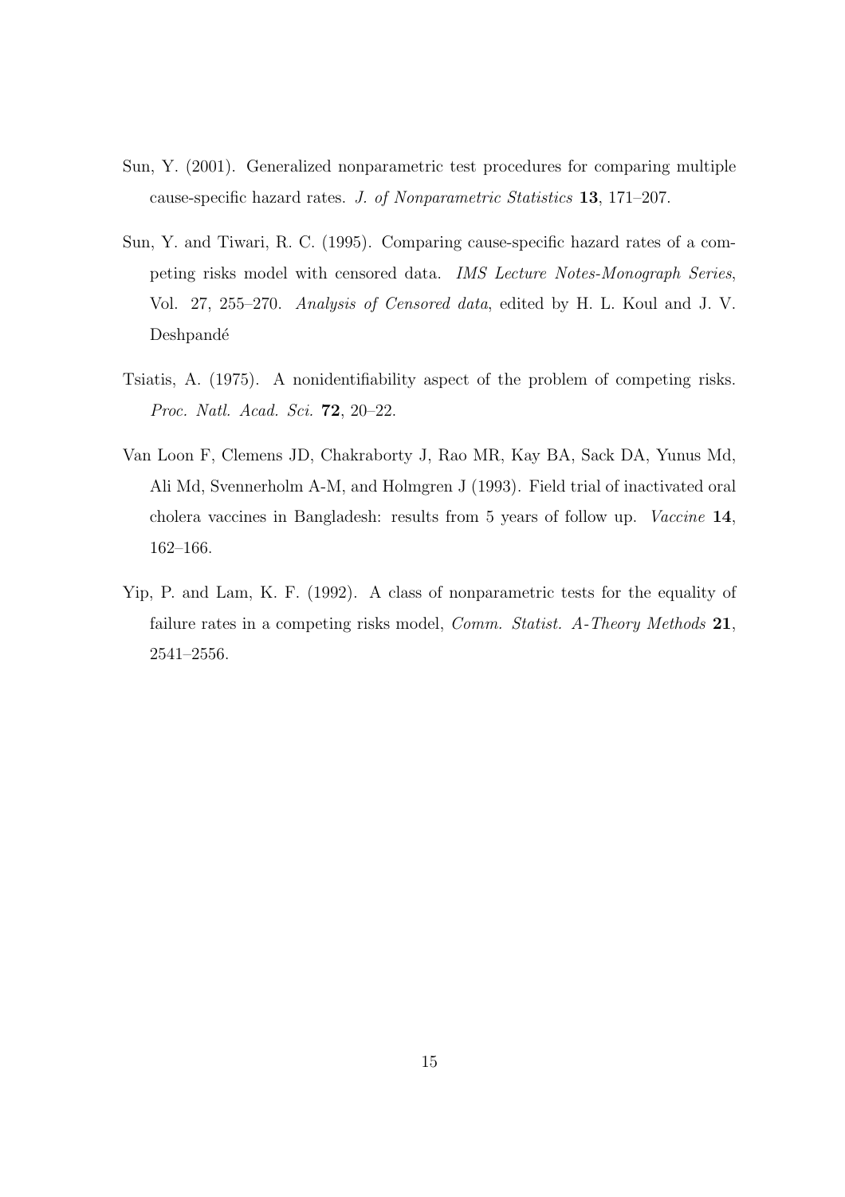Sun, Y. (2001). Generalized nonparametric test procedures for comparing multiple cause-specific hazard rates. *J. of Nonparametric Statistics* **13**, 171–207.

Sun, Y. and Tiwari, R. C. (1995). Comparing cause-specific hazard rates of a competing risks model with censored data. *IMS Lecture Notes-Monograph Series*, Vol. 27, 255–270. *Analysis of Censored data*, edited by H. L. Koul and J. V. Deshpandé

Tsiatis, A. (1975). A nonidentifiability aspect of the problem of competing risks. *Proc. Natl. Acad. Sci.* **72**, 20–22.

Van Loon F, Clemens JD, Chakraborty J, Rao MR, Kay BA, Sack DA, Yunus Md, Ali Md, Svennerholm A-M, and Holmgren J (1993). Field trial of inactivated oral cholera vaccines in Bangladesh: results from 5 years of follow up. *Vaccine* **14**, 162–166.

Yip, P. and Lam, K. F. (1992). A class of nonparametric tests for the equality of failure rates in a competing risks model, *Comm. Statist. A-Theory Methods* **21**, 2541–2556.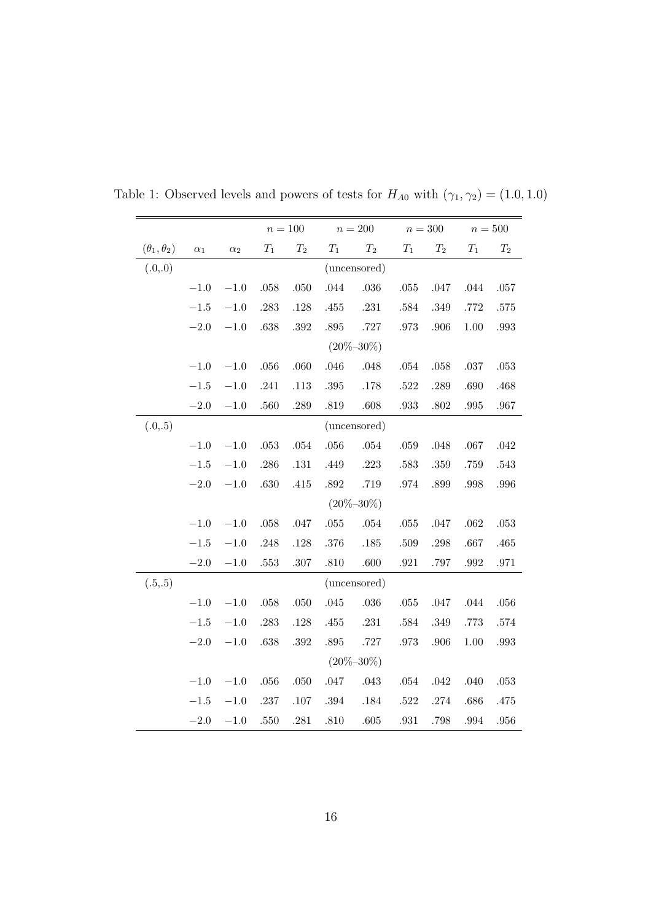Table 1: Observed levels and powers of tests for $H_{A0}$ with $(\gamma_1, \gamma_2) = (1.0, 1.0)$

| | | | $n = 100$ | | $n = 200$ | | $n = 300$ | | $n = 500$ | |
|---|---|---|---|---|---|---|---|---|---|---|
| $(\theta_1, \theta_2)$ | $\alpha_1$ | $\alpha_2$ | $T_1$ | $T_2$ | $T_1$ | $T_2$ | $T_1$ | $T_2$ | $T_1$ | $T_2$ |
| (.0,.0) | | | | | (uncensored) | | | | | |
| | $-1.0$ | $-1.0$ | .058 | .050 | .044 | .036 | .055 | .047 | .044 | .057 |
| | $-1.5$ | $-1.0$ | .283 | .128 | .455 | .231 | .584 | .349 | .772 | .575 |
| | $-2.0$ | $-1.0$ | .638 | .392 | .895 | .727 | .973 | .906 | 1.00 | .993 |
| | | | | | (20%–30%) | | | | | |
| | $-1.0$ | $-1.0$ | .056 | .060 | .046 | .048 | .054 | .058 | .037 | .053 |
| | $-1.5$ | $-1.0$ | .241 | .113 | .395 | .178 | .522 | .289 | .690 | .468 |
| | $-2.0$ | $-1.0$ | .560 | .289 | .819 | .608 | .933 | .802 | .995 | .967 |
| (.0,.5) | | | | | (uncensored) | | | | | |
| | $-1.0$ | $-1.0$ | .053 | .054 | .056 | .054 | .059 | .048 | .067 | .042 |
| | $-1.5$ | $-1.0$ | .286 | .131 | .449 | .223 | .583 | .359 | .759 | .543 |
| | $-2.0$ | $-1.0$ | .630 | .415 | .892 | .719 | .974 | .899 | .998 | .996 |
| | | | | | (20%–30%) | | | | | |
| | $-1.0$ | $-1.0$ | .058 | .047 | .055 | .054 | .055 | .047 | .062 | .053 |
| | $-1.5$ | $-1.0$ | .248 | .128 | .376 | .185 | .509 | .298 | .667 | .465 |
| | $-2.0$ | $-1.0$ | .553 | .307 | .810 | .600 | .921 | .797 | .992 | .971 |
| (.5,.5) | | | | | (uncensored) | | | | | |
| | $-1.0$ | $-1.0$ | .058 | .050 | .045 | .036 | .055 | .047 | .044 | .056 |
| | $-1.5$ | $-1.0$ | .283 | .128 | .455 | .231 | .584 | .349 | .773 | .574 |
| | $-2.0$ | $-1.0$ | .638 | .392 | .895 | .727 | .973 | .906 | 1.00 | .993 |
| | | | | | (20%–30%) | | | | | |
| | $-1.0$ | $-1.0$ | .056 | .050 | .047 | .043 | .054 | .042 | .040 | .053 |
| | $-1.5$ | $-1.0$ | .237 | .107 | .394 | .184 | .522 | .274 | .686 | .475 |
| | $-2.0$ | $-1.0$ | .550 | .281 | .810 | .605 | .931 | .798 | .994 | .956 |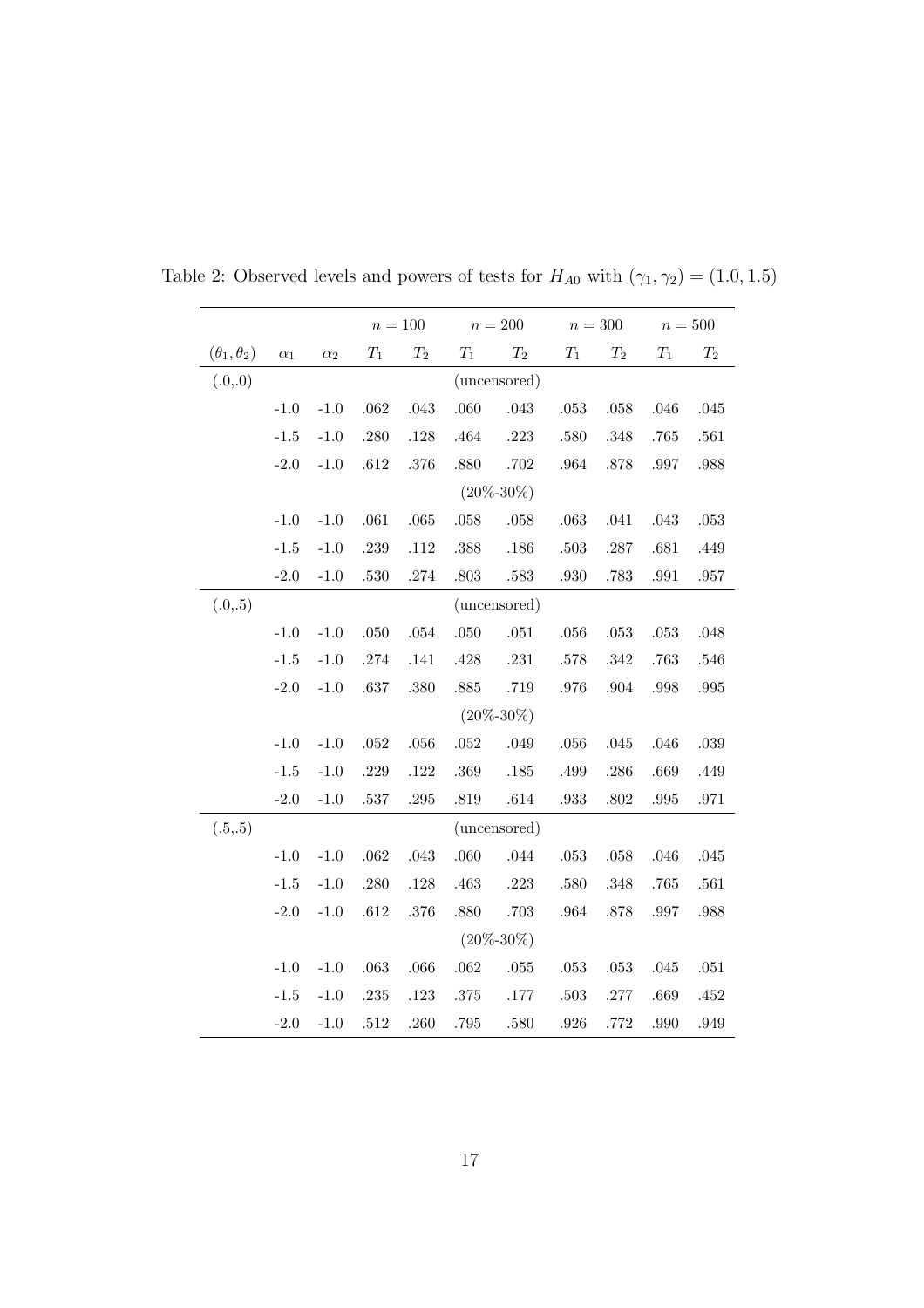Table 2: Observed levels and powers of tests for $H_{A0}$ with $(\gamma_1, \gamma_2) = (1.0, 1.5)$

| | | | $n = 100$ | | $n = 200$ | | $n = 300$ | | $n = 500$ | |
|---|---|---|---|---|---|---|---|---|---|---|
| $(\theta_1, \theta_2)$ | $\alpha_1$ | $\alpha_2$ | $T_1$ | $T_2$ | $T_1$ | $T_2$ | $T_1$ | $T_2$ | $T_1$ | $T_2$ |
| (.0,.0) | | | | | (uncensored) | | | | | |
| | -1.0 | -1.0 | .062 | .043 | .060 | .043 | .053 | .058 | .046 | .045 |
| | -1.5 | -1.0 | .280 | .128 | .464 | .223 | .580 | .348 | .765 | .561 |
| | -2.0 | -1.0 | .612 | .376 | .880 | .702 | .964 | .878 | .997 | .988 |
| | | | | | (20%-30%) | | | | | |
| | -1.0 | -1.0 | .061 | .065 | .058 | .058 | .063 | .041 | .043 | .053 |
| | -1.5 | -1.0 | .239 | .112 | .388 | .186 | .503 | .287 | .681 | .449 |
| | -2.0 | -1.0 | .530 | .274 | .803 | .583 | .930 | .783 | .991 | .957 |
| (.0,.5) | | | | | (uncensored) | | | | | |
| | -1.0 | -1.0 | .050 | .054 | .050 | .051 | .056 | .053 | .053 | .048 |
| | -1.5 | -1.0 | .274 | .141 | .428 | .231 | .578 | .342 | .763 | .546 |
| | -2.0 | -1.0 | .637 | .380 | .885 | .719 | .976 | .904 | .998 | .995 |
| | | | | | (20%-30%) | | | | | |
| | -1.0 | -1.0 | .052 | .056 | .052 | .049 | .056 | .045 | .046 | .039 |
| | -1.5 | -1.0 | .229 | .122 | .369 | .185 | .499 | .286 | .669 | .449 |
| | -2.0 | -1.0 | .537 | .295 | .819 | .614 | .933 | .802 | .995 | .971 |
| (.5,.5) | | | | | (uncensored) | | | | | |
| | -1.0 | -1.0 | .062 | .043 | .060 | .044 | .053 | .058 | .046 | .045 |
| | -1.5 | -1.0 | .280 | .128 | .463 | .223 | .580 | .348 | .765 | .561 |
| | -2.0 | -1.0 | .612 | .376 | .880 | .703 | .964 | .878 | .997 | .988 |
| | | | | | (20%-30%) | | | | | |
| | -1.0 | -1.0 | .063 | .066 | .062 | .055 | .053 | .053 | .045 | .051 |
| | -1.5 | -1.0 | .235 | .123 | .375 | .177 | .503 | .277 | .669 | .452 |
| | -2.0 | -1.0 | .512 | .260 | .795 | .580 | .926 | .772 | .990 | .949 |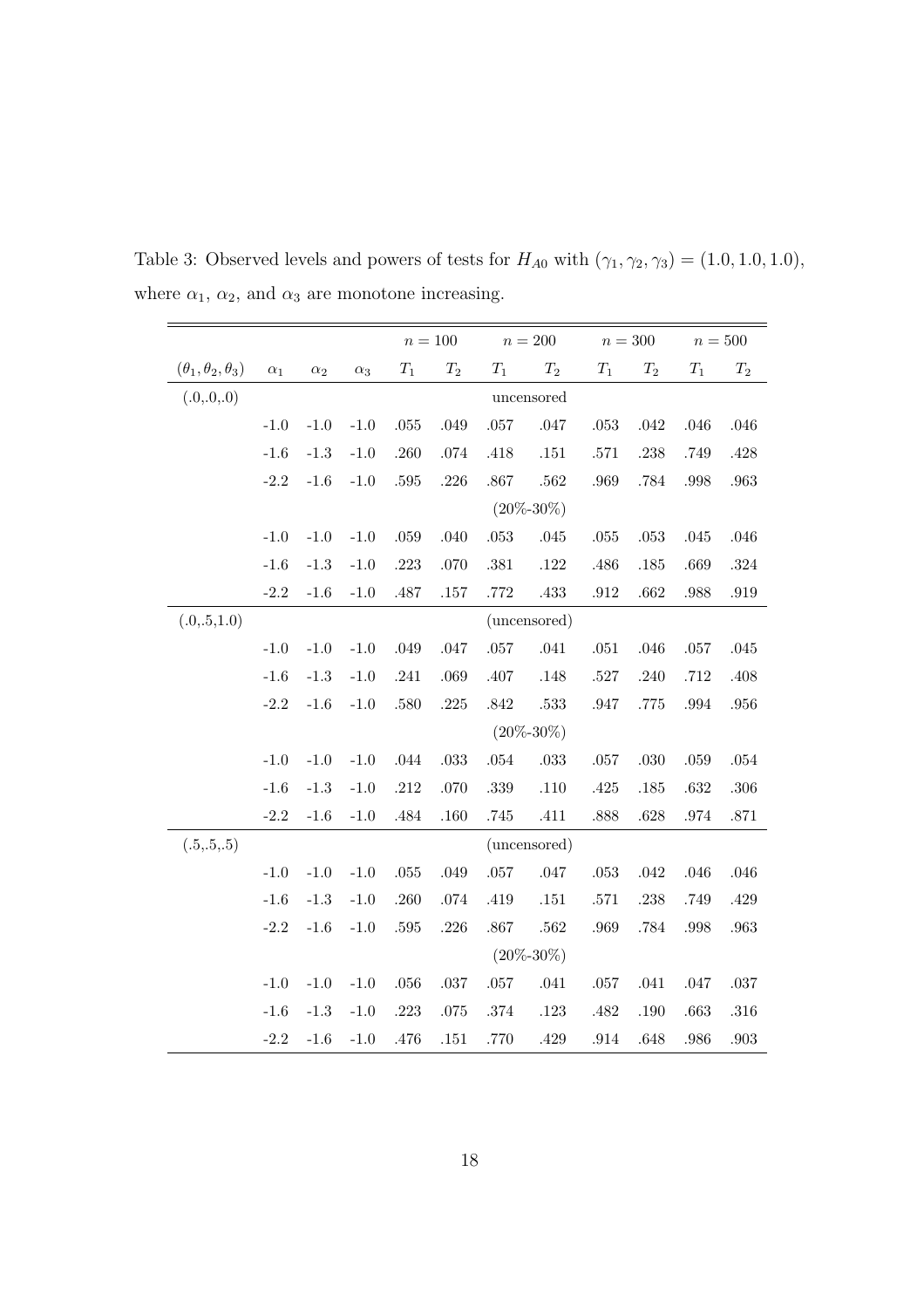Table 3: Observed levels and powers of tests for $H_{A0}$ with $(\gamma_1, \gamma_2, \gamma_3) = (1.0, 1.0, 1.0)$, where $\alpha_1$, $\alpha_2$, and $\alpha_3$ are monotone increasing.

| | | | | $n = 100$ | | $n = 200$ | | $n = 300$ | | $n = 500$ | |
|---|---|---|---|---|---|---|---|---|---|---|---|
| $(\theta_1, \theta_2, \theta_3)$ | $\alpha_1$ | $\alpha_2$ | $\alpha_3$ | $T_1$ | $T_2$ | $T_1$ | $T_2$ | $T_1$ | $T_2$ | $T_1$ | $T_2$ |
| (.0,.0,.0) | | | | | | uncensored | | | | | |
| | -1.0 | -1.0 | -1.0 | .055 | .049 | .057 | .047 | .053 | .042 | .046 | .046 |
| | -1.6 | -1.3 | -1.0 | .260 | .074 | .418 | .151 | .571 | .238 | .749 | .428 |
| | -2.2 | -1.6 | -1.0 | .595 | .226 | .867 | .562 | .969 | .784 | .998 | .963 |
| | | | | | | (20%-30%) | | | | | |
| | -1.0 | -1.0 | -1.0 | .059 | .040 | .053 | .045 | .055 | .053 | .045 | .046 |
| | -1.6 | -1.3 | -1.0 | .223 | .070 | .381 | .122 | .486 | .185 | .669 | .324 |
| | -2.2 | -1.6 | -1.0 | .487 | .157 | .772 | .433 | .912 | .662 | .988 | .919 |
| (.0,.5,1.0) | | | | | | (uncensored) | | | | | |
| | -1.0 | -1.0 | -1.0 | .049 | .047 | .057 | .041 | .051 | .046 | .057 | .045 |
| | -1.6 | -1.3 | -1.0 | .241 | .069 | .407 | .148 | .527 | .240 | .712 | .408 |
| | -2.2 | -1.6 | -1.0 | .580 | .225 | .842 | .533 | .947 | .775 | .994 | .956 |
| | | | | | | (20%-30%) | | | | | |
| | -1.0 | -1.0 | -1.0 | .044 | .033 | .054 | .033 | .057 | .030 | .059 | .054 |
| | -1.6 | -1.3 | -1.0 | .212 | .070 | .339 | .110 | .425 | .185 | .632 | .306 |
| | -2.2 | -1.6 | -1.0 | .484 | .160 | .745 | .411 | .888 | .628 | .974 | .871 |
| (.5,.5,.5) | | | | | | (uncensored) | | | | | |
| | -1.0 | -1.0 | -1.0 | .055 | .049 | .057 | .047 | .053 | .042 | .046 | .046 |
| | -1.6 | -1.3 | -1.0 | .260 | .074 | .419 | .151 | .571 | .238 | .749 | .429 |
| | -2.2 | -1.6 | -1.0 | .595 | .226 | .867 | .562 | .969 | .784 | .998 | .963 |
| | | | | | | (20%-30%) | | | | | |
| | -1.0 | -1.0 | -1.0 | .056 | .037 | .057 | .041 | .057 | .041 | .047 | .037 |
| | -1.6 | -1.3 | -1.0 | .223 | .075 | .374 | .123 | .482 | .190 | .663 | .316 |
| | -2.2 | -1.6 | -1.0 | .476 | .151 | .770 | .429 | .914 | .648 | .986 | .903 |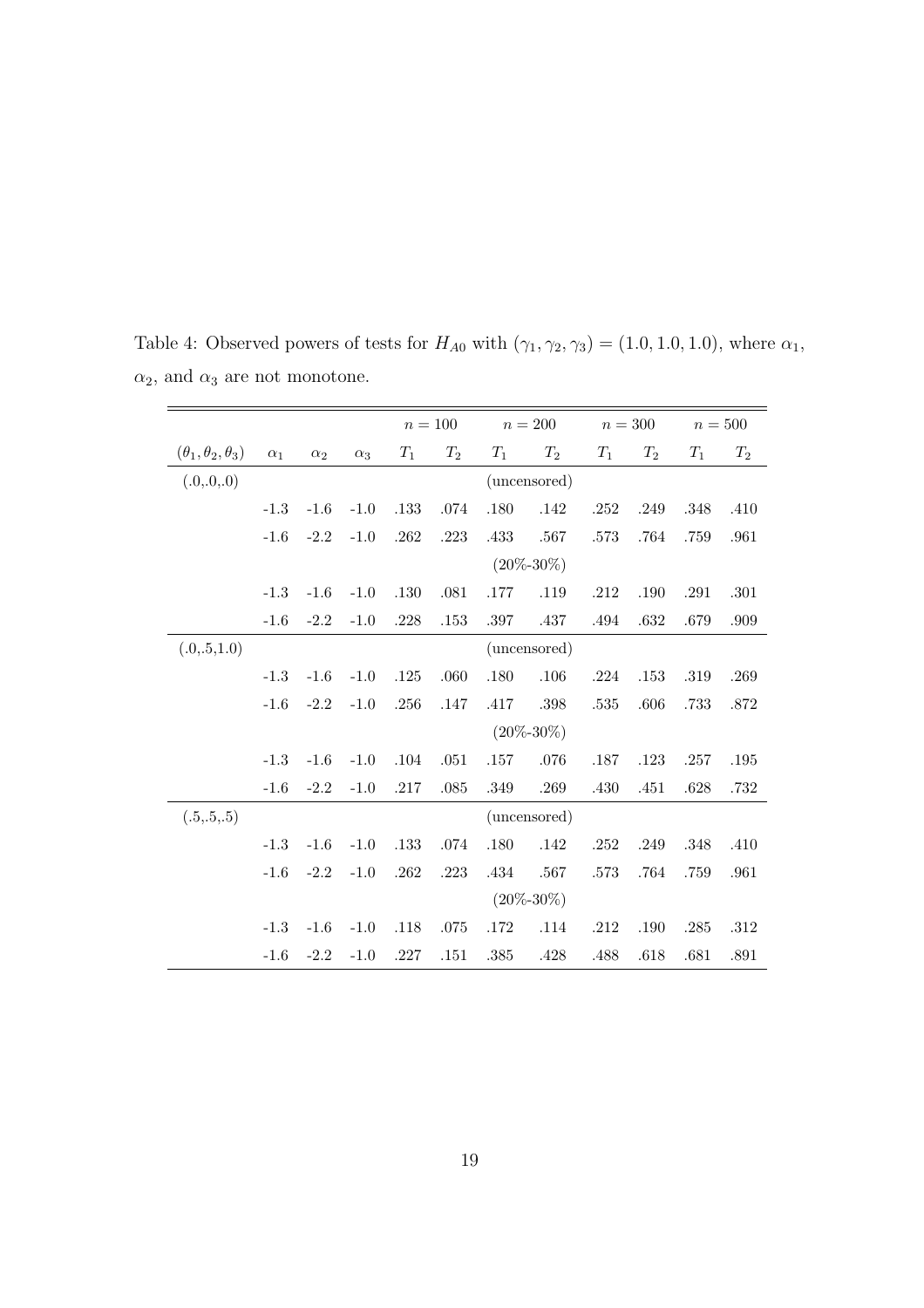Table 4: Observed powers of tests for $H_{A0}$ with $(\gamma_1, \gamma_2, \gamma_3) = (1.0, 1.0, 1.0)$, where $\alpha_1$, $\alpha_2$, and $\alpha_3$ are not monotone.

| | | | | $n = 100$ | | $n = 200$ | | $n = 300$ | | $n = 500$ | |
|---|---|---|---|---|---|---|---|---|---|---|---|
| $(\theta_1, \theta_2, \theta_3)$ | $\alpha_1$ | $\alpha_2$ | $\alpha_3$ | $T_1$ | $T_2$ | $T_1$ | $T_2$ | $T_1$ | $T_2$ | $T_1$ | $T_2$ |
| (.0,.0,.0) | | | | | | (uncensored) | | | | | |
| | -1.3 | -1.6 | -1.0 | .133 | .074 | .180 | .142 | .252 | .249 | .348 | .410 |
| | -1.6 | -2.2 | -1.0 | .262 | .223 | .433 | .567 | .573 | .764 | .759 | .961 |
| | | | | | | (20%-30%) | | | | | |
| | -1.3 | -1.6 | -1.0 | .130 | .081 | .177 | .119 | .212 | .190 | .291 | .301 |
| | -1.6 | -2.2 | -1.0 | .228 | .153 | .397 | .437 | .494 | .632 | .679 | .909 |
| (.0,.5,1.0) | | | | | | (uncensored) | | | | | |
| | -1.3 | -1.6 | -1.0 | .125 | .060 | .180 | .106 | .224 | .153 | .319 | .269 |
| | -1.6 | -2.2 | -1.0 | .256 | .147 | .417 | .398 | .535 | .606 | .733 | .872 |
| | | | | | | (20%-30%) | | | | | |
| | -1.3 | -1.6 | -1.0 | .104 | .051 | .157 | .076 | .187 | .123 | .257 | .195 |
| | -1.6 | -2.2 | -1.0 | .217 | .085 | .349 | .269 | .430 | .451 | .628 | .732 |
| (.5,.5,.5) | | | | | | (uncensored) | | | | | |
| | -1.3 | -1.6 | -1.0 | .133 | .074 | .180 | .142 | .252 | .249 | .348 | .410 |
| | -1.6 | -2.2 | -1.0 | .262 | .223 | .434 | .567 | .573 | .764 | .759 | .961 |
| | | | | | | (20%-30%) | | | | | |
| | -1.3 | -1.6 | -1.0 | .118 | .075 | .172 | .114 | .212 | .190 | .285 | .312 |
| | -1.6 | -2.2 | -1.0 | .227 | .151 | .385 | .428 | .488 | .618 | .681 | .891 |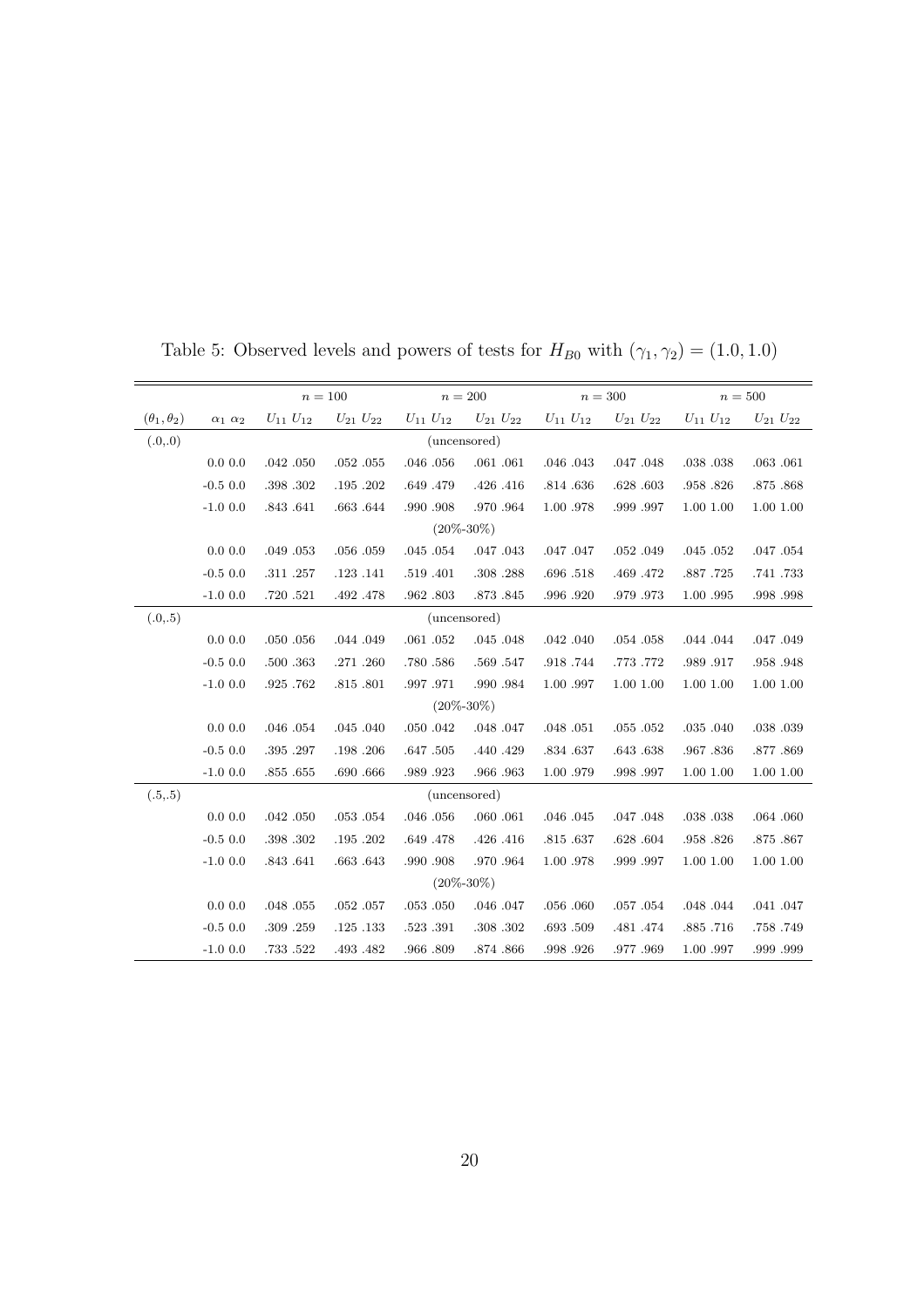Table 5: Observed levels and powers of tests for $H_{B0}$ with $(\gamma_1, \gamma_2) = (1.0, 1.0)$

| | | $n = 100$ | | $n = 200$ | | $n = 300$ | | $n = 500$ | |
|---|---|---|---|---|---|---|---|---|---|
| $(\theta_1, \theta_2)$ | $\alpha_1$ $\alpha_2$ | $U_{11}$ $U_{12}$ | $U_{21}$ $U_{22}$ | $U_{11}$ $U_{12}$ | $U_{21}$ $U_{22}$ | $U_{11}$ $U_{12}$ | $U_{21}$ $U_{22}$ | $U_{11}$ $U_{12}$ | $U_{21}$ $U_{22}$ |
| (.0,.0) | | | | (uncensored) | | | | | |
| | 0.0 0.0 | .042 .050 | .052 .055 | .046 .056 | .061 .061 | .046 .043 | .047 .048 | .038 .038 | .063 .061 |
| | -0.5 0.0 | .398 .302 | .195 .202 | .649 .479 | .426 .416 | .814 .636 | .628 .603 | .958 .826 | .875 .868 |
| | -1.0 0.0 | .843 .641 | .663 .644 | .990 .908 | .970 .964 | 1.00 .978 | .999 .997 | 1.00 1.00 | 1.00 1.00 |
| | | | | (20%-30%) | | | | | |
| | 0.0 0.0 | .049 .053 | .056 .059 | .045 .054 | .047 .043 | .047 .047 | .052 .049 | .045 .052 | .047 .054 |
| | -0.5 0.0 | .311 .257 | .123 .141 | .519 .401 | .308 .288 | .696 .518 | .469 .472 | .887 .725 | .741 .733 |
| | -1.0 0.0 | .720 .521 | .492 .478 | .962 .803 | .873 .845 | .996 .920 | .979 .973 | 1.00 .995 | .998 .998 |
| (.0,.5) | | | | (uncensored) | | | | | |
| | 0.0 0.0 | .050 .056 | .044 .049 | .061 .052 | .045 .048 | .042 .040 | .054 .058 | .044 .044 | .047 .049 |
| | -0.5 0.0 | .500 .363 | .271 .260 | .780 .586 | .569 .547 | .918 .744 | .773 .772 | .989 .917 | .958 .948 |
| | -1.0 0.0 | .925 .762 | .815 .801 | .997 .971 | .990 .984 | 1.00 .997 | 1.00 1.00 | 1.00 1.00 | 1.00 1.00 |
| | | | | (20%-30%) | | | | | |
| | 0.0 0.0 | .046 .054 | .045 .040 | .050 .042 | .048 .047 | .048 .051 | .055 .052 | .035 .040 | .038 .039 |
| | -0.5 0.0 | .395 .297 | .198 .206 | .647 .505 | .440 .429 | .834 .637 | .643 .638 | .967 .836 | .877 .869 |
| | -1.0 0.0 | .855 .655 | .690 .666 | .989 .923 | .966 .963 | 1.00 .979 | .998 .997 | 1.00 1.00 | 1.00 1.00 |
| (.5,.5) | | | | (uncensored) | | | | | |
| | 0.0 0.0 | .042 .050 | .053 .054 | .046 .056 | .060 .061 | .046 .045 | .047 .048 | .038 .038 | .064 .060 |
| | -0.5 0.0 | .398 .302 | .195 .202 | .649 .478 | .426 .416 | .815 .637 | .628 .604 | .958 .826 | .875 .867 |
| | -1.0 0.0 | .843 .641 | .663 .643 | .990 .908 | .970 .964 | 1.00 .978 | .999 .997 | 1.00 1.00 | 1.00 1.00 |
| | | | | (20%-30%) | | | | | |
| | 0.0 0.0 | .048 .055 | .052 .057 | .053 .050 | .046 .047 | .056 .060 | .057 .054 | .048 .044 | .041 .047 |
| | -0.5 0.0 | .309 .259 | .125 .133 | .523 .391 | .308 .302 | .693 .509 | .481 .474 | .885 .716 | .758 .749 |
| | -1.0 0.0 | .733 .522 | .493 .482 | .966 .809 | .874 .866 | .998 .926 | .977 .969 | 1.00 .997 | .999 .999 |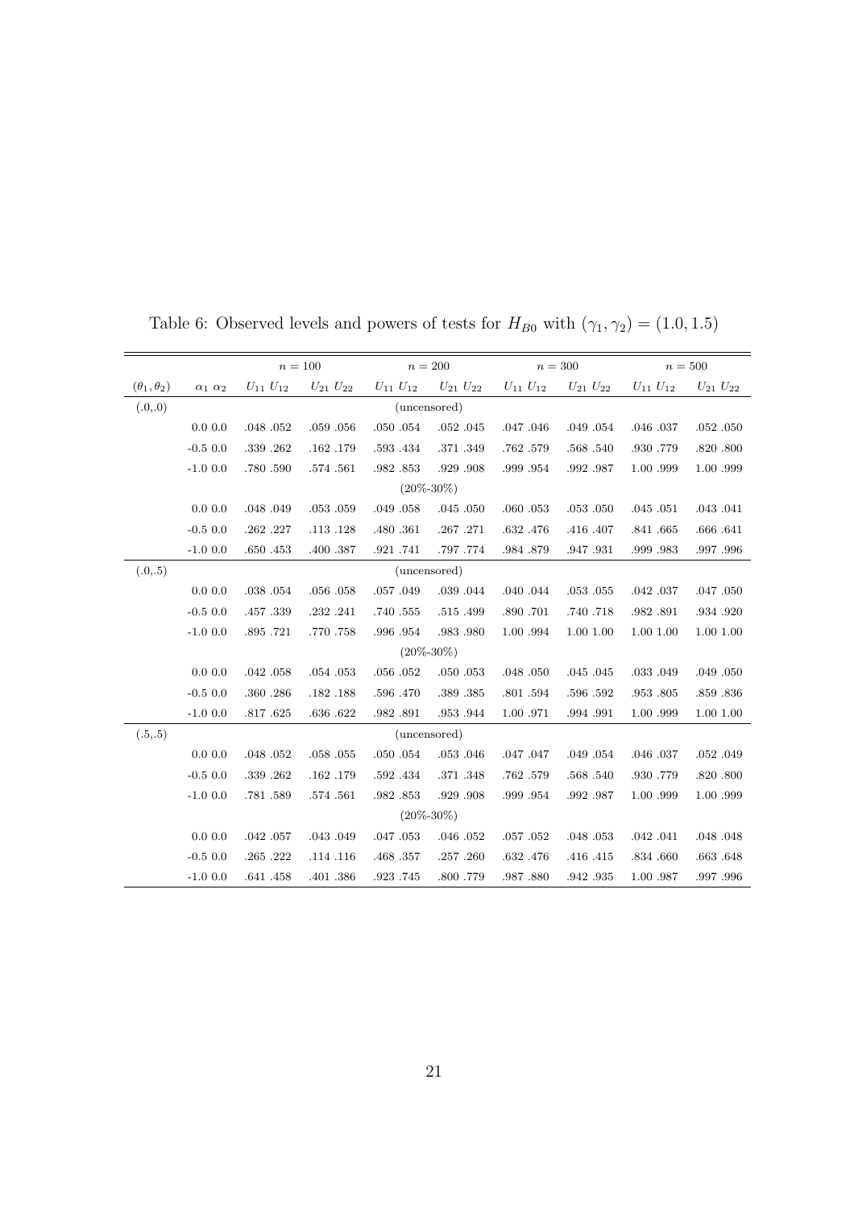Table 6: Observed levels and powers of tests for $H_{B0}$ with $(\gamma_1, \gamma_2) = (1.0, 1.5)$

| | | $n = 100$ | | $n = 200$ | | $n = 300$ | | $n = 500$ | |
|---|---|---|---|---|---|---|---|---|---|
| $(\theta_1, \theta_2)$ | $\alpha_1$ $\alpha_2$ | $U_{11}$ $U_{12}$ | $U_{21}$ $U_{22}$ | $U_{11}$ $U_{12}$ | $U_{21}$ $U_{22}$ | $U_{11}$ $U_{12}$ | $U_{21}$ $U_{22}$ | $U_{11}$ $U_{12}$ | $U_{21}$ $U_{22}$ |
| (.0,.0) | | | | (uncensored) | | | | | |
| | 0.0 0.0 | .048 .052 | .059 .056 | .050 .054 | .052 .045 | .047 .046 | .049 .054 | .046 .037 | .052 .050 |
| | -0.5 0.0 | .339 .262 | .162 .179 | .593 .434 | .371 .349 | .762 .579 | .568 .540 | .930 .779 | .820 .800 |
| | -1.0 0.0 | .780 .590 | .574 .561 | .982 .853 | .929 .908 | .999 .954 | .992 .987 | 1.00 .999 | 1.00 .999 |
| | | | | (20%-30%) | | | | | |
| | 0.0 0.0 | .048 .049 | .053 .059 | .049 .058 | .045 .050 | .060 .053 | .053 .050 | .045 .051 | .043 .041 |
| | -0.5 0.0 | .262 .227 | .113 .128 | .480 .361 | .267 .271 | .632 .476 | .416 .407 | .841 .665 | .666 .641 |
| | -1.0 0.0 | .650 .453 | .400 .387 | .921 .741 | .797 .774 | .984 .879 | .947 .931 | .999 .983 | .997 .996 |
| (.0,.5) | | | | (uncensored) | | | | | |
| | 0.0 0.0 | .038 .054 | .056 .058 | .057 .049 | .039 .044 | .040 .044 | .053 .055 | .042 .037 | .047 .050 |
| | -0.5 0.0 | .457 .339 | .232 .241 | .740 .555 | .515 .499 | .890 .701 | .740 .718 | .982 .891 | .934 .920 |
| | -1.0 0.0 | .895 .721 | .770 .758 | .996 .954 | .983 .980 | 1.00 .994 | 1.00 1.00 | 1.00 1.00 | 1.00 1.00 |
| | | | | (20%-30%) | | | | | |
| | 0.0 0.0 | .042 .058 | .054 .053 | .056 .052 | .050 .053 | .048 .050 | .045 .045 | .033 .049 | .049 .050 |
| | -0.5 0.0 | .360 .286 | .182 .188 | .596 .470 | .389 .385 | .801 .594 | .596 .592 | .953 .805 | .859 .836 |
| | -1.0 0.0 | .817 .625 | .636 .622 | .982 .891 | .953 .944 | 1.00 .971 | .994 .991 | 1.00 .999 | 1.00 1.00 |
| (.5,.5) | | | | (uncensored) | | | | | |
| | 0.0 0.0 | .048 .052 | .058 .055 | .050 .054 | .053 .046 | .047 .047 | .049 .054 | .046 .037 | .052 .049 |
| | -0.5 0.0 | .339 .262 | .162 .179 | .592 .434 | .371 .348 | .762 .579 | .568 .540 | .930 .779 | .820 .800 |
| | -1.0 0.0 | .781 .589 | .574 .561 | .982 .853 | .929 .908 | .999 .954 | .992 .987 | 1.00 .999 | 1.00 .999 |
| | | | | (20%-30%) | | | | | |
| | 0.0 0.0 | .042 .057 | .043 .049 | .047 .053 | .046 .052 | .057 .052 | .048 .053 | .042 .041 | .048 .048 |
| | -0.5 0.0 | .265 .222 | .114 .116 | .468 .357 | .257 .260 | .632 .476 | .416 .415 | .834 .660 | .663 .648 |
| | -1.0 0.0 | .641 .458 | .401 .386 | .923 .745 | .800 .779 | .987 .880 | .942 .935 | 1.00 .987 | .997 .996 |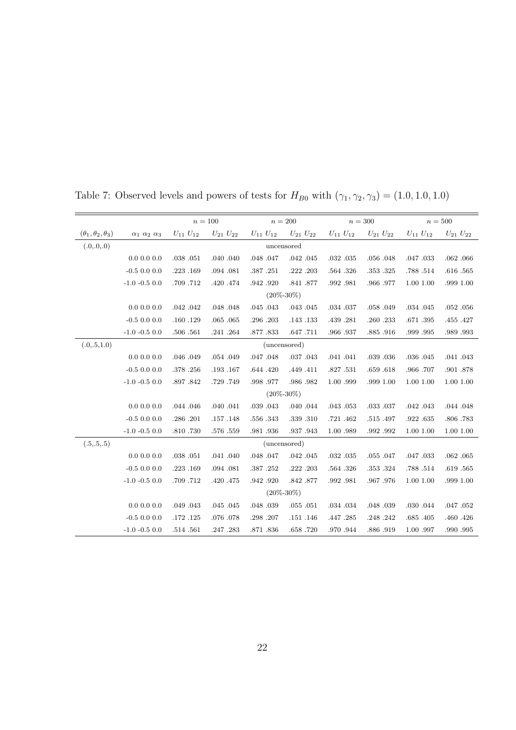Table 7: Observed levels and powers of tests for $H_{B0}$ with $(\gamma_1, \gamma_2, \gamma_3) = (1.0, 1.0, 1.0)$

| | | $n = 100$ | | $n = 200$ | | $n = 300$ | | $n = 500$ | |
|---|---|---|---|---|---|---|---|---|---|
| $(\theta_1, \theta_2, \theta_3)$ | $\alpha_1$ $\alpha_2$ $\alpha_3$ | $U_{11}$ $U_{12}$ | $U_{21}$ $U_{22}$ | $U_{11}$ $U_{12}$ | $U_{21}$ $U_{22}$ | $U_{11}$ $U_{12}$ | $U_{21}$ $U_{22}$ | $U_{11}$ $U_{12}$ | $U_{21}$ $U_{22}$ |
| (.0,.0,.0) | | | | uncensored | | | | | |
| | 0.0 0.0 0.0 | .038 .051 | .040 .040 | .048 .047 | .042 .045 | .032 .035 | .056 .048 | .047 .033 | .062 .066 |
| | -0.5 0.0 0.0 | .223 .169 | .094 .081 | .387 .251 | .222 .203 | .564 .326 | .353 .325 | .788 .514 | .616 .565 |
| | -1.0 -0.5 0.0 | .709 .712 | .420 .474 | .942 .920 | .841 .877 | .992 .981 | .966 .977 | 1.00 1.00 | .999 1.00 |
| | | | | (20%-30%) | | | | | |
| | 0.0 0.0 0.0 | .042 .042 | .048 .048 | .045 .043 | .043 .045 | .034 .037 | .058 .049 | .034 .045 | .052 .056 |
| | -0.5 0.0 0.0 | .160 .129 | .065 .065 | .296 .203 | .143 .133 | .439 .281 | .260 .233 | .671 .395 | .455 .427 |
| | -1.0 -0.5 0.0 | .506 .561 | .241 .264 | .877 .833 | .647 .711 | .966 .937 | .885 .916 | .999 .995 | .989 .993 |
| (.0,.5,1.0) | | | | (uncensored) | | | | | |
| | 0.0 0.0 0.0 | .046 .049 | .054 .049 | .047 .048 | .037 .043 | .041 .041 | .039 .036 | .036 .045 | .041 .043 |
| | -0.5 0.0 0.0 | .378 .256 | .193 .167 | .644 .420 | .449 .411 | .827 .531 | .659 .618 | .966 .707 | .901 .878 |
| | -1.0 -0.5 0.0 | .897 .842 | .729 .749 | .998 .977 | .986 .982 | 1.00 .999 | .999 1.00 | 1.00 1.00 | 1.00 1.00 |
| | | | | (20%-30%) | | | | | |
| | 0.0 0.0 0.0 | .044 .046 | .040 .041 | .039 .043 | .040 .044 | .043 .053 | .033 .037 | .042 .043 | .044 .048 |
| | -0.5 0.0 0.0 | .286 .201 | .157 .148 | .556 .343 | .339 .310 | .721 .462 | .515 .497 | .922 .635 | .806 .783 |
| | -1.0 -0.5 0.0 | .810 .730 | .576 .559 | .981 .936 | .937 .943 | 1.00 .989 | .992 .992 | 1.00 1.00 | 1.00 1.00 |
| (.5,.5,.5) | | | | (uncensored) | | | | | |
| | 0.0 0.0 0.0 | .038 .051 | .041 .040 | .048 .047 | .042 .045 | .032 .035 | .055 .047 | .047 .033 | .062 .065 |
| | -0.5 0.0 0.0 | .223 .169 | .094 .081 | .387 .252 | .222 .203 | .564 .326 | .353 .324 | .788 .514 | .619 .565 |
| | -1.0 -0.5 0.0 | .709 .712 | .420 .475 | .942 .920 | .842 .877 | .992 .981 | .967 .976 | 1.00 1.00 | .999 1.00 |
| | | | | (20%-30%) | | | | | |
| | 0.0 0.0 0.0 | .049 .043 | .045 .045 | .048 .039 | .055 .051 | .034 .034 | .048 .039 | .030 .044 | .047 .052 |
| | -0.5 0.0 0.0 | .172 .125 | .076 .078 | .298 .207 | .151 .146 | .447 .285 | .248 .242 | .685 .405 | .460 .426 |
| | -1.0 -0.5 0.0 | .514 .561 | .247 .283 | .871 .836 | .658 .720 | .970 .944 | .886 .919 | 1.00 .997 | .990 .995 |